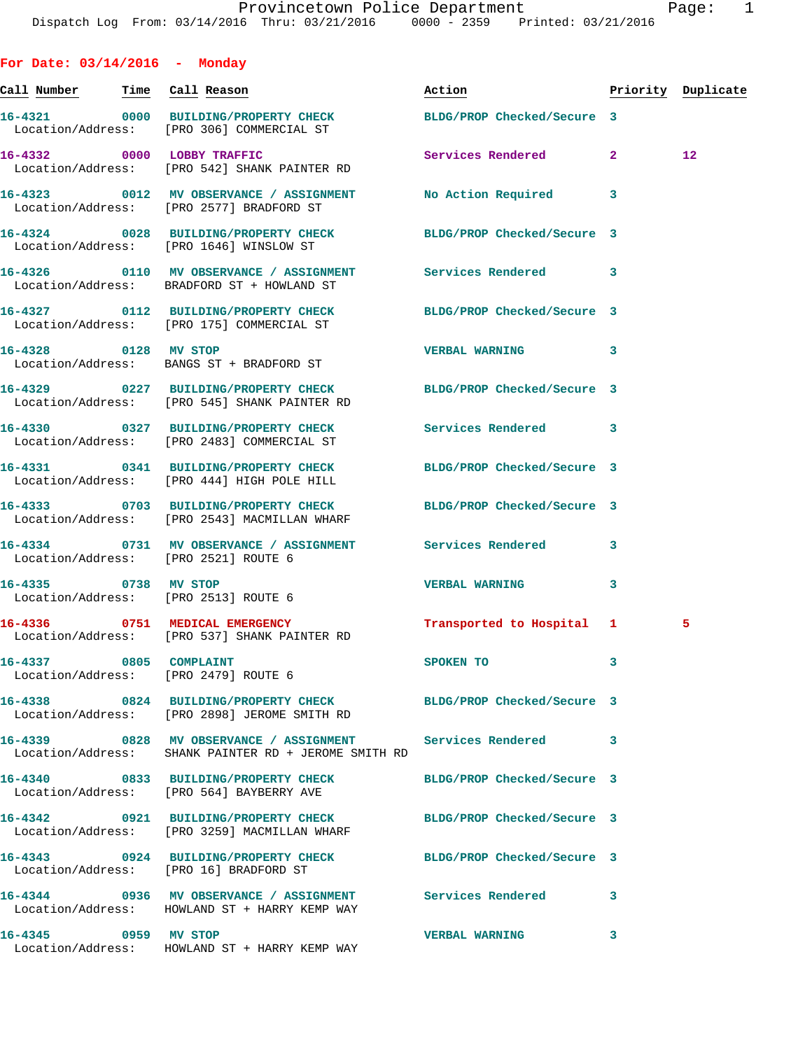Provincetown Police Department

Dispatch Log From: 03/14/2016 Thru: 03/21/2016 0000 - 2359 Printed: 03/21/2016

## For Date: 03/14/2016 - Monday

| Call Number | Time | Call Reason | Action | Priority | Duplicate |
|---|---|---|---|---|---|
| 16-4321 | 0000 | BUILDING/PROPERTY CHECK<br>Location/Address: [PRO 306] COMMERCIAL ST | BLDG/PROP Checked/Secure | 3 | |
| 16-4332 | 0000 | LOBBY TRAFFIC<br>Location/Address: [PRO 542] SHANK PAINTER RD | Services Rendered | 2 | 12 |
| 16-4323 | 0012 | MV OBSERVANCE / ASSIGNMENT<br>Location/Address: [PRO 2577] BRADFORD ST | No Action Required | 3 | |
| 16-4324 | 0028 | BUILDING/PROPERTY CHECK<br>Location/Address: [PRO 1646] WINSLOW ST | BLDG/PROP Checked/Secure | 3 | |
| 16-4326 | 0110 | MV OBSERVANCE / ASSIGNMENT<br>Location/Address: BRADFORD ST + HOWLAND ST | Services Rendered | 3 | |
| 16-4327 | 0112 | BUILDING/PROPERTY CHECK<br>Location/Address: [PRO 175] COMMERCIAL ST | BLDG/PROP Checked/Secure | 3 | |
| 16-4328 | 0128 | MV STOP<br>Location/Address: BANGS ST + BRADFORD ST | VERBAL WARNING | 3 | |
| 16-4329 | 0227 | BUILDING/PROPERTY CHECK<br>Location/Address: [PRO 545] SHANK PAINTER RD | BLDG/PROP Checked/Secure | 3 | |
| 16-4330 | 0327 | BUILDING/PROPERTY CHECK<br>Location/Address: [PRO 2483] COMMERCIAL ST | Services Rendered | 3 | |
| 16-4331 | 0341 | BUILDING/PROPERTY CHECK<br>Location/Address: [PRO 444] HIGH POLE HILL | BLDG/PROP Checked/Secure | 3 | |
| 16-4333 | 0703 | BUILDING/PROPERTY CHECK<br>Location/Address: [PRO 2543] MACMILLAN WHARF | BLDG/PROP Checked/Secure | 3 | |
| 16-4334 | 0731 | MV OBSERVANCE / ASSIGNMENT<br>Location/Address: [PRO 2521] ROUTE 6 | Services Rendered | 3 | |
| 16-4335 | 0738 | MV STOP<br>Location/Address: [PRO 2513] ROUTE 6 | VERBAL WARNING | 3 | |
| 16-4336 | 0751 | MEDICAL EMERGENCY<br>Location/Address: [PRO 537] SHANK PAINTER RD | Transported to Hospital | 1 | 5 |
| 16-4337 | 0805 | COMPLAINT<br>Location/Address: [PRO 2479] ROUTE 6 | SPOKEN TO | 3 | |
| 16-4338 | 0824 | BUILDING/PROPERTY CHECK<br>Location/Address: [PRO 2898] JEROME SMITH RD | BLDG/PROP Checked/Secure | 3 | |
| 16-4339 | 0828 | MV OBSERVANCE / ASSIGNMENT<br>Location/Address: SHANK PAINTER RD + JEROME SMITH RD | Services Rendered | 3 | |
| 16-4340 | 0833 | BUILDING/PROPERTY CHECK<br>Location/Address: [PRO 564] BAYBERRY AVE | BLDG/PROP Checked/Secure | 3 | |
| 16-4342 | 0921 | BUILDING/PROPERTY CHECK<br>Location/Address: [PRO 3259] MACMILLAN WHARF | BLDG/PROP Checked/Secure | 3 | |
| 16-4343 | 0924 | BUILDING/PROPERTY CHECK<br>Location/Address: [PRO 16] BRADFORD ST | BLDG/PROP Checked/Secure | 3 | |
| 16-4344 | 0936 | MV OBSERVANCE / ASSIGNMENT<br>Location/Address: HOWLAND ST + HARRY KEMP WAY | Services Rendered | 3 | |
| 16-4345 | 0959 | MV STOP<br>Location/Address: HOWLAND ST + HARRY KEMP WAY | VERBAL WARNING | 3 | |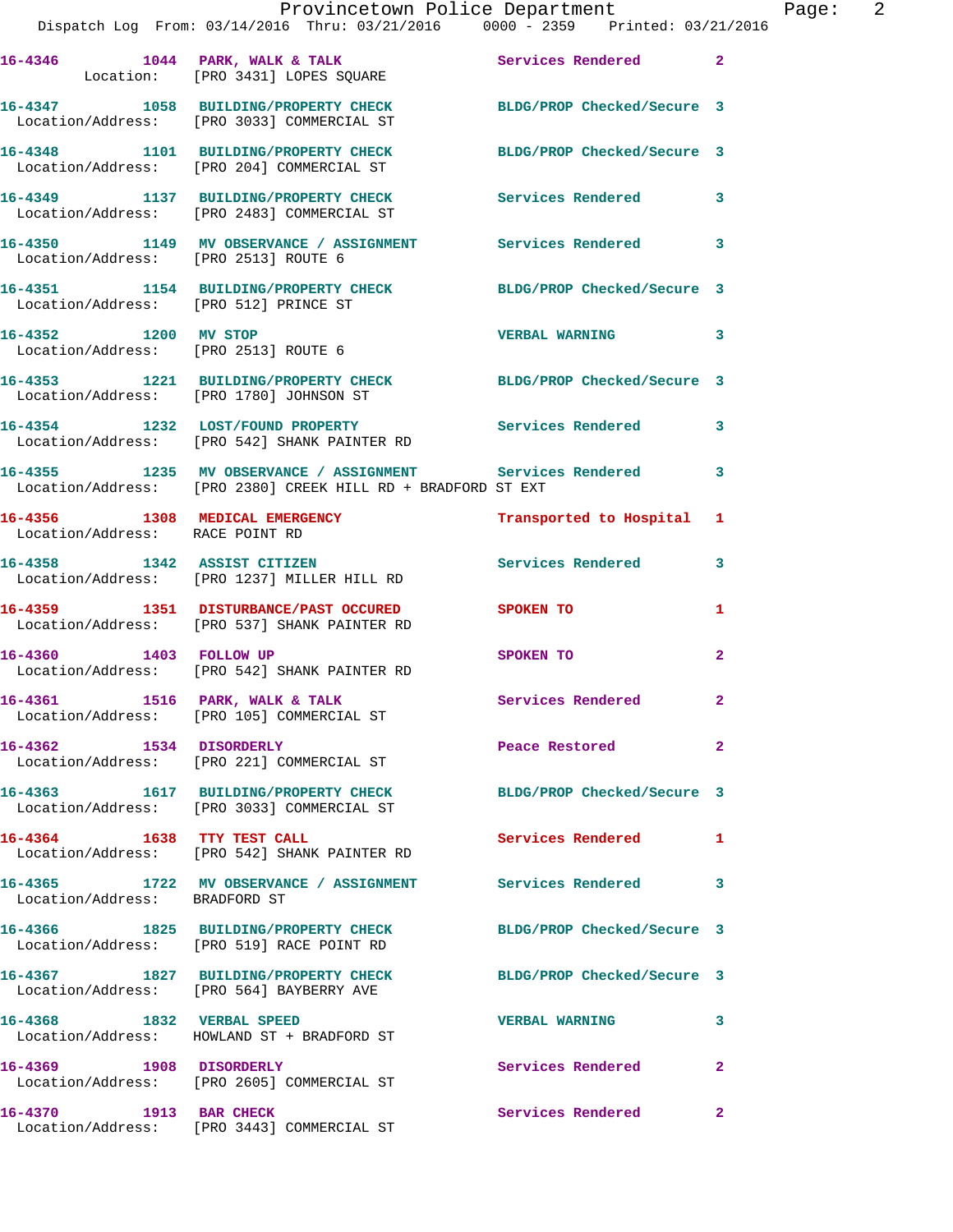**16-4346** 1044 **PARK, WALK & TALK** Services Rendered 2
Location: [PRO 3431] LOPES SQUARE

**16-4347** 1058 **BUILDING/PROPERTY CHECK** BLDG/PROP Checked/Secure 3
Location/Address: [PRO 3033] COMMERCIAL ST

**16-4348** 1101 **BUILDING/PROPERTY CHECK** BLDG/PROP Checked/Secure 3
Location/Address: [PRO 204] COMMERCIAL ST

**16-4349** 1137 **BUILDING/PROPERTY CHECK** Services Rendered 3
Location/Address: [PRO 2483] COMMERCIAL ST

**16-4350** 1149 **MV OBSERVANCE / ASSIGNMENT** Services Rendered 3
Location/Address: [PRO 2513] ROUTE 6

**16-4351** 1154 **BUILDING/PROPERTY CHECK** BLDG/PROP Checked/Secure 3
Location/Address: [PRO 512] PRINCE ST

**16-4352** 1200 **MV STOP** VERBAL WARNING 3
Location/Address: [PRO 2513] ROUTE 6

**16-4353** 1221 **BUILDING/PROPERTY CHECK** BLDG/PROP Checked/Secure 3
Location/Address: [PRO 1780] JOHNSON ST

**16-4354** 1232 **LOST/FOUND PROPERTY** Services Rendered 3
Location/Address: [PRO 542] SHANK PAINTER RD

**16-4355** 1235 **MV OBSERVANCE / ASSIGNMENT** Services Rendered 3
Location/Address: [PRO 2380] CREEK HILL RD + BRADFORD ST EXT

**16-4356** 1308 **MEDICAL EMERGENCY** Transported to Hospital 1
Location/Address: RACE POINT RD

**16-4358** 1342 **ASSIST CITIZEN** Services Rendered 3
Location/Address: [PRO 1237] MILLER HILL RD

**16-4359** 1351 **DISTURBANCE/PAST OCCURED** SPOKEN TO 1
Location/Address: [PRO 537] SHANK PAINTER RD

**16-4360** 1403 **FOLLOW UP** SPOKEN TO 2
Location/Address: [PRO 542] SHANK PAINTER RD

**16-4361** 1516 **PARK, WALK & TALK** Services Rendered 2
Location/Address: [PRO 105] COMMERCIAL ST

**16-4362** 1534 **DISORDERLY** Peace Restored 2
Location/Address: [PRO 221] COMMERCIAL ST

**16-4363** 1617 **BUILDING/PROPERTY CHECK** BLDG/PROP Checked/Secure 3
Location/Address: [PRO 3033] COMMERCIAL ST

**16-4364** 1638 **TTY TEST CALL** Services Rendered 1
Location/Address: [PRO 542] SHANK PAINTER RD

**16-4365** 1722 **MV OBSERVANCE / ASSIGNMENT** Services Rendered 3
Location/Address: BRADFORD ST

**16-4366** 1825 **BUILDING/PROPERTY CHECK** BLDG/PROP Checked/Secure 3
Location/Address: [PRO 519] RACE POINT RD

**16-4367** 1827 **BUILDING/PROPERTY CHECK** BLDG/PROP Checked/Secure 3
Location/Address: [PRO 564] BAYBERRY AVE

**16-4368** 1832 **VERBAL SPEED** VERBAL WARNING 3
Location/Address: HOWLAND ST + BRADFORD ST

**16-4369** 1908 **DISORDERLY** Services Rendered 2
Location/Address: [PRO 2605] COMMERCIAL ST

**16-4370** 1913 **BAR CHECK** Services Rendered 2
Location/Address: [PRO 3443] COMMERCIAL ST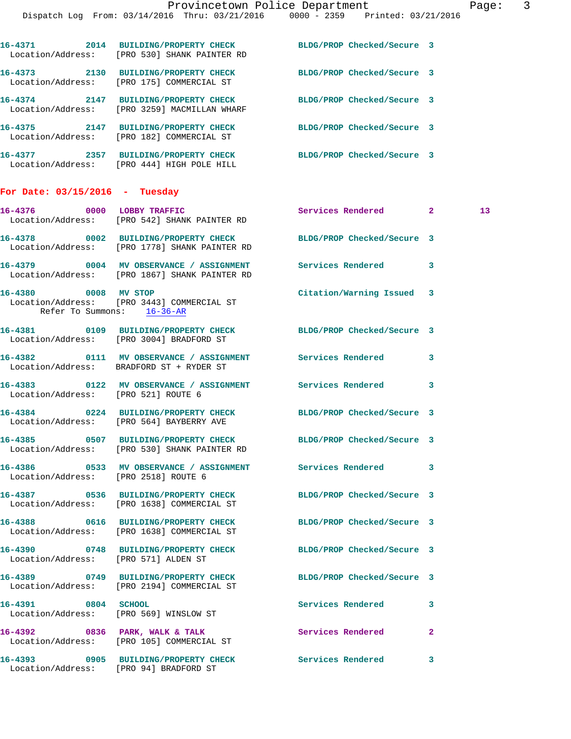16-4371 2014 BUILDING/PROPERTY CHECK BLDG/PROP Checked/Secure 3
Location/Address: [PRO 530] SHANK PAINTER RD

16-4373 2130 BUILDING/PROPERTY CHECK BLDG/PROP Checked/Secure 3
Location/Address: [PRO 175] COMMERCIAL ST

16-4374 2147 BUILDING/PROPERTY CHECK BLDG/PROP Checked/Secure 3
Location/Address: [PRO 3259] MACMILLAN WHARF

16-4375 2147 BUILDING/PROPERTY CHECK BLDG/PROP Checked/Secure 3
Location/Address: [PRO 182] COMMERCIAL ST

16-4377 2357 BUILDING/PROPERTY CHECK BLDG/PROP Checked/Secure 3
Location/Address: [PRO 444] HIGH POLE HILL

## For Date: 03/15/2016 - Tuesday

16-4376 0000 LOBBY TRAFFIC Services Rendered 2 13
Location/Address: [PRO 542] SHANK PAINTER RD

16-4378 0002 BUILDING/PROPERTY CHECK BLDG/PROP Checked/Secure 3
Location/Address: [PRO 1778] SHANK PAINTER RD

16-4379 0004 MV OBSERVANCE / ASSIGNMENT Services Rendered 3
Location/Address: [PRO 1867] SHANK PAINTER RD

16-4380 0008 MV STOP Citation/Warning Issued 3
Location/Address: [PRO 3443] COMMERCIAL ST
Refer To Summons: 16-36-AR

16-4381 0109 BUILDING/PROPERTY CHECK BLDG/PROP Checked/Secure 3
Location/Address: [PRO 3004] BRADFORD ST

16-4382 0111 MV OBSERVANCE / ASSIGNMENT Services Rendered 3
Location/Address: BRADFORD ST + RYDER ST

16-4383 0122 MV OBSERVANCE / ASSIGNMENT Services Rendered 3
Location/Address: [PRO 521] ROUTE 6

16-4384 0224 BUILDING/PROPERTY CHECK BLDG/PROP Checked/Secure 3
Location/Address: [PRO 564] BAYBERRY AVE

16-4385 0507 BUILDING/PROPERTY CHECK BLDG/PROP Checked/Secure 3
Location/Address: [PRO 530] SHANK PAINTER RD

16-4386 0533 MV OBSERVANCE / ASSIGNMENT Services Rendered 3
Location/Address: [PRO 2518] ROUTE 6

16-4387 0536 BUILDING/PROPERTY CHECK BLDG/PROP Checked/Secure 3
Location/Address: [PRO 1638] COMMERCIAL ST

16-4388 0616 BUILDING/PROPERTY CHECK BLDG/PROP Checked/Secure 3
Location/Address: [PRO 1638] COMMERCIAL ST

16-4390 0748 BUILDING/PROPERTY CHECK BLDG/PROP Checked/Secure 3
Location/Address: [PRO 571] ALDEN ST

16-4389 0749 BUILDING/PROPERTY CHECK BLDG/PROP Checked/Secure 3
Location/Address: [PRO 2194] COMMERCIAL ST

16-4391 0804 SCHOOL Services Rendered 3
Location/Address: [PRO 569] WINSLOW ST

16-4392 0836 PARK, WALK & TALK Services Rendered 2
Location/Address: [PRO 105] COMMERCIAL ST

16-4393 0905 BUILDING/PROPERTY CHECK Services Rendered 3
Location/Address: [PRO 94] BRADFORD ST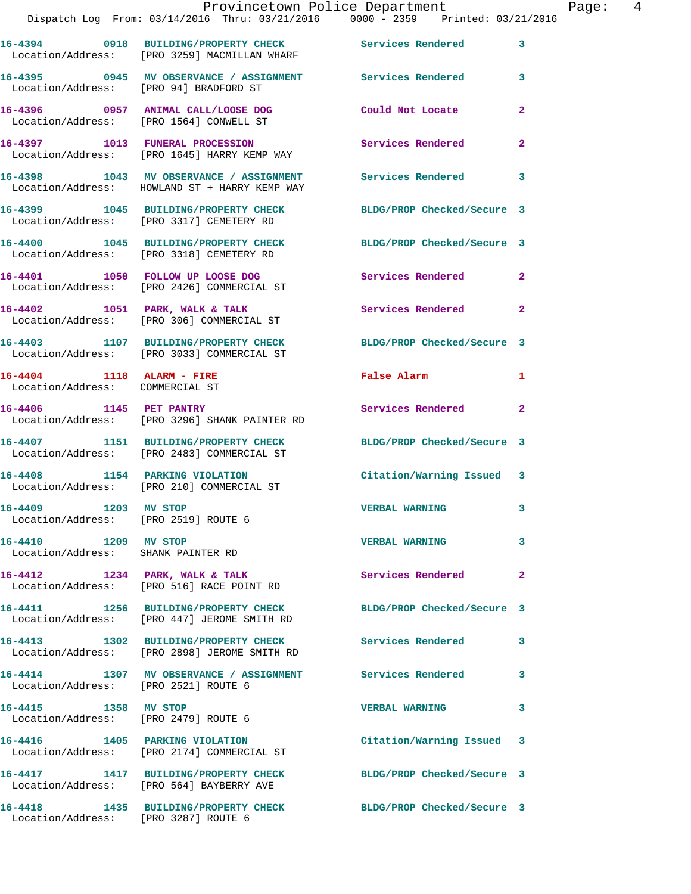| Call # | Time | Call Type | Disposition | Priority |
|---|---|---|---|---|
| 16-4394 | 0918 | BUILDING/PROPERTY CHECK | Services Rendered | 3 |
| Location/Address: | | [PRO 3259] MACMILLAN WHARF | | |
| 16-4395 | 0945 | MV OBSERVANCE / ASSIGNMENT | Services Rendered | 3 |
| Location/Address: | | [PRO 94] BRADFORD ST | | |
| 16-4396 | 0957 | ANIMAL CALL/LOOSE DOG | Could Not Locate | 2 |
| Location/Address: | | [PRO 1564] CONWELL ST | | |
| 16-4397 | 1013 | FUNERAL PROCESSION | Services Rendered | 2 |
| Location/Address: | | [PRO 1645] HARRY KEMP WAY | | |
| 16-4398 | 1043 | MV OBSERVANCE / ASSIGNMENT | Services Rendered | 3 |
| Location/Address: | | HOWLAND ST + HARRY KEMP WAY | | |
| 16-4399 | 1045 | BUILDING/PROPERTY CHECK | BLDG/PROP Checked/Secure | 3 |
| Location/Address: | | [PRO 3317] CEMETERY RD | | |
| 16-4400 | 1045 | BUILDING/PROPERTY CHECK | BLDG/PROP Checked/Secure | 3 |
| Location/Address: | | [PRO 3318] CEMETERY RD | | |
| 16-4401 | 1050 | FOLLOW UP LOOSE DOG | Services Rendered | 2 |
| Location/Address: | | [PRO 2426] COMMERCIAL ST | | |
| 16-4402 | 1051 | PARK, WALK & TALK | Services Rendered | 2 |
| Location/Address: | | [PRO 306] COMMERCIAL ST | | |
| 16-4403 | 1107 | BUILDING/PROPERTY CHECK | BLDG/PROP Checked/Secure | 3 |
| Location/Address: | | [PRO 3033] COMMERCIAL ST | | |
| 16-4404 | 1118 | ALARM - FIRE | False Alarm | 1 |
| Location/Address: | | COMMERCIAL ST | | |
| 16-4406 | 1145 | PET PANTRY | Services Rendered | 2 |
| Location/Address: | | [PRO 3296] SHANK PAINTER RD | | |
| 16-4407 | 1151 | BUILDING/PROPERTY CHECK | BLDG/PROP Checked/Secure | 3 |
| Location/Address: | | [PRO 2483] COMMERCIAL ST | | |
| 16-4408 | 1154 | PARKING VIOLATION | Citation/Warning Issued | 3 |
| Location/Address: | | [PRO 210] COMMERCIAL ST | | |
| 16-4409 | 1203 | MV STOP | VERBAL WARNING | 3 |
| Location/Address: | | [PRO 2519] ROUTE 6 | | |
| 16-4410 | 1209 | MV STOP | VERBAL WARNING | 3 |
| Location/Address: | | SHANK PAINTER RD | | |
| 16-4412 | 1234 | PARK, WALK & TALK | Services Rendered | 2 |
| Location/Address: | | [PRO 516] RACE POINT RD | | |
| 16-4411 | 1256 | BUILDING/PROPERTY CHECK | BLDG/PROP Checked/Secure | 3 |
| Location/Address: | | [PRO 447] JEROME SMITH RD | | |
| 16-4413 | 1302 | BUILDING/PROPERTY CHECK | Services Rendered | 3 |
| Location/Address: | | [PRO 2898] JEROME SMITH RD | | |
| 16-4414 | 1307 | MV OBSERVANCE / ASSIGNMENT | Services Rendered | 3 |
| Location/Address: | | [PRO 2521] ROUTE 6 | | |
| 16-4415 | 1358 | MV STOP | VERBAL WARNING | 3 |
| Location/Address: | | [PRO 2479] ROUTE 6 | | |
| 16-4416 | 1405 | PARKING VIOLATION | Citation/Warning Issued | 3 |
| Location/Address: | | [PRO 2174] COMMERCIAL ST | | |
| 16-4417 | 1417 | BUILDING/PROPERTY CHECK | BLDG/PROP Checked/Secure | 3 |
| Location/Address: | | [PRO 564] BAYBERRY AVE | | |
| 16-4418 | 1435 | BUILDING/PROPERTY CHECK | BLDG/PROP Checked/Secure | 3 |
| Location/Address: | | [PRO 3287] ROUTE 6 | | |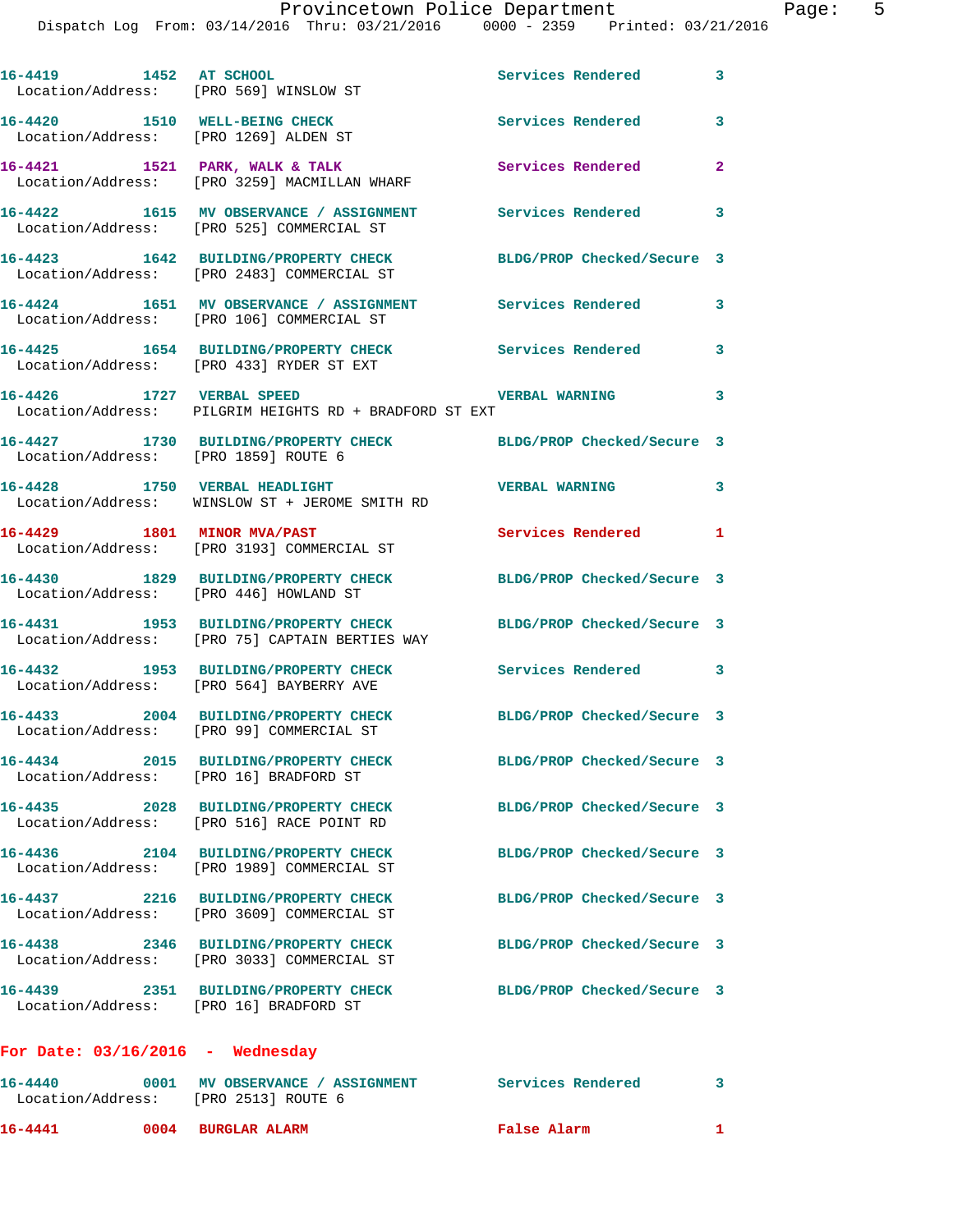16-4419 1452 AT SCHOOL Services Rendered 3
Location/Address: [PRO 569] WINSLOW ST

16-4420 1510 WELL-BEING CHECK Services Rendered 3
Location/Address: [PRO 1269] ALDEN ST

16-4421 1521 PARK, WALK & TALK Services Rendered 2
Location/Address: [PRO 3259] MACMILLAN WHARF

16-4422 1615 MV OBSERVANCE / ASSIGNMENT Services Rendered 3
Location/Address: [PRO 525] COMMERCIAL ST

16-4423 1642 BUILDING/PROPERTY CHECK BLDG/PROP Checked/Secure 3
Location/Address: [PRO 2483] COMMERCIAL ST

16-4424 1651 MV OBSERVANCE / ASSIGNMENT Services Rendered 3
Location/Address: [PRO 106] COMMERCIAL ST

16-4425 1654 BUILDING/PROPERTY CHECK Services Rendered 3
Location/Address: [PRO 433] RYDER ST EXT

16-4426 1727 VERBAL SPEED VERBAL WARNING 3
Location/Address: PILGRIM HEIGHTS RD + BRADFORD ST EXT

16-4427 1730 BUILDING/PROPERTY CHECK BLDG/PROP Checked/Secure 3
Location/Address: [PRO 1859] ROUTE 6

16-4428 1750 VERBAL HEADLIGHT VERBAL WARNING 3
Location/Address: WINSLOW ST + JEROME SMITH RD

16-4429 1801 MINOR MVA/PAST Services Rendered 1
Location/Address: [PRO 3193] COMMERCIAL ST

16-4430 1829 BUILDING/PROPERTY CHECK BLDG/PROP Checked/Secure 3
Location/Address: [PRO 446] HOWLAND ST

16-4431 1953 BUILDING/PROPERTY CHECK BLDG/PROP Checked/Secure 3
Location/Address: [PRO 75] CAPTAIN BERTIES WAY

16-4432 1953 BUILDING/PROPERTY CHECK Services Rendered 3
Location/Address: [PRO 564] BAYBERRY AVE

16-4433 2004 BUILDING/PROPERTY CHECK BLDG/PROP Checked/Secure 3
Location/Address: [PRO 99] COMMERCIAL ST

16-4434 2015 BUILDING/PROPERTY CHECK BLDG/PROP Checked/Secure 3
Location/Address: [PRO 16] BRADFORD ST

16-4435 2028 BUILDING/PROPERTY CHECK BLDG/PROP Checked/Secure 3
Location/Address: [PRO 516] RACE POINT RD

16-4436 2104 BUILDING/PROPERTY CHECK BLDG/PROP Checked/Secure 3
Location/Address: [PRO 1989] COMMERCIAL ST

16-4437 2216 BUILDING/PROPERTY CHECK BLDG/PROP Checked/Secure 3
Location/Address: [PRO 3609] COMMERCIAL ST

16-4438 2346 BUILDING/PROPERTY CHECK BLDG/PROP Checked/Secure 3
Location/Address: [PRO 3033] COMMERCIAL ST

16-4439 2351 BUILDING/PROPERTY CHECK BLDG/PROP Checked/Secure 3
Location/Address: [PRO 16] BRADFORD ST

**For Date: 03/16/2016 - Wednesday**

16-4440 0001 MV OBSERVANCE / ASSIGNMENT Services Rendered 3
Location/Address: [PRO 2513] ROUTE 6

16-4441 0004 BURGLAR ALARM False Alarm 1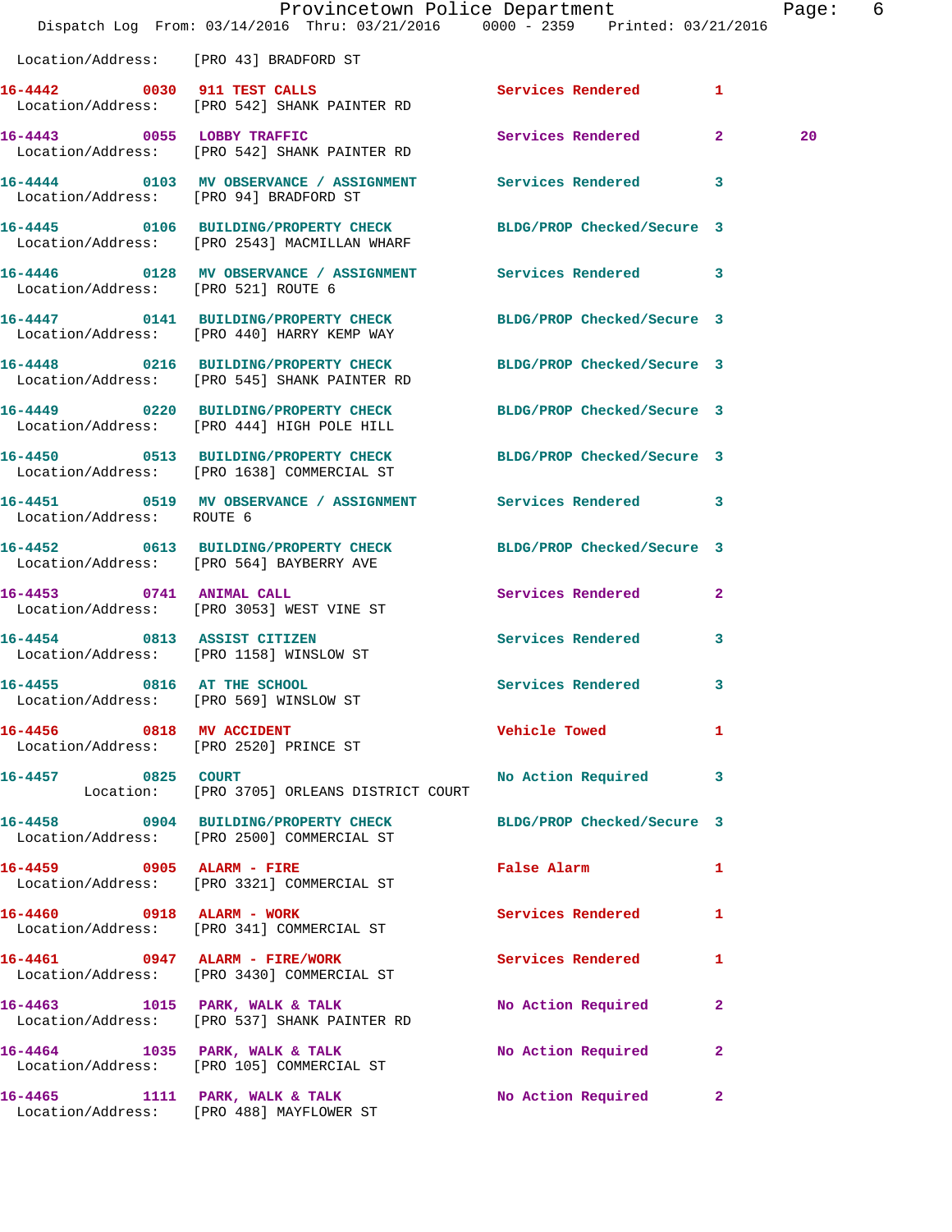Location/Address: [PRO 43] BRADFORD ST

| Call # | Time | Call Type | Disposition | Priority | |
|---|---|---|---|---|---|
| 16-4442 | 0030 | 911 TEST CALLS | Services Rendered | 1 | |
| | | Location/Address: [PRO 542] SHANK PAINTER RD | | | |
| 16-4443 | 0055 | LOBBY TRAFFIC | Services Rendered | 2 | 20 |
| | | Location/Address: [PRO 542] SHANK PAINTER RD | | | |
| 16-4444 | 0103 | MV OBSERVANCE / ASSIGNMENT | Services Rendered | 3 | |
| | | Location/Address: [PRO 94] BRADFORD ST | | | |
| 16-4445 | 0106 | BUILDING/PROPERTY CHECK | BLDG/PROP Checked/Secure | 3 | |
| | | Location/Address: [PRO 2543] MACMILLAN WHARF | | | |
| 16-4446 | 0128 | MV OBSERVANCE / ASSIGNMENT | Services Rendered | 3 | |
| | | Location/Address: [PRO 521] ROUTE 6 | | | |
| 16-4447 | 0141 | BUILDING/PROPERTY CHECK | BLDG/PROP Checked/Secure | 3 | |
| | | Location/Address: [PRO 440] HARRY KEMP WAY | | | |
| 16-4448 | 0216 | BUILDING/PROPERTY CHECK | BLDG/PROP Checked/Secure | 3 | |
| | | Location/Address: [PRO 545] SHANK PAINTER RD | | | |
| 16-4449 | 0220 | BUILDING/PROPERTY CHECK | BLDG/PROP Checked/Secure | 3 | |
| | | Location/Address: [PRO 444] HIGH POLE HILL | | | |
| 16-4450 | 0513 | BUILDING/PROPERTY CHECK | BLDG/PROP Checked/Secure | 3 | |
| | | Location/Address: [PRO 1638] COMMERCIAL ST | | | |
| 16-4451 | 0519 | MV OBSERVANCE / ASSIGNMENT | Services Rendered | 3 | |
| | | Location/Address: ROUTE 6 | | | |
| 16-4452 | 0613 | BUILDING/PROPERTY CHECK | BLDG/PROP Checked/Secure | 3 | |
| | | Location/Address: [PRO 564] BAYBERRY AVE | | | |
| 16-4453 | 0741 | ANIMAL CALL | Services Rendered | 2 | |
| | | Location/Address: [PRO 3053] WEST VINE ST | | | |
| 16-4454 | 0813 | ASSIST CITIZEN | Services Rendered | 3 | |
| | | Location/Address: [PRO 1158] WINSLOW ST | | | |
| 16-4455 | 0816 | AT THE SCHOOL | Services Rendered | 3 | |
| | | Location/Address: [PRO 569] WINSLOW ST | | | |
| 16-4456 | 0818 | MV ACCIDENT | Vehicle Towed | 1 | |
| | | Location/Address: [PRO 2520] PRINCE ST | | | |
| 16-4457 | 0825 | COURT | No Action Required | 3 | |
| | | Location: [PRO 3705] ORLEANS DISTRICT COURT | | | |
| 16-4458 | 0904 | BUILDING/PROPERTY CHECK | BLDG/PROP Checked/Secure | 3 | |
| | | Location/Address: [PRO 2500] COMMERCIAL ST | | | |
| 16-4459 | 0905 | ALARM - FIRE | False Alarm | 1 | |
| | | Location/Address: [PRO 3321] COMMERCIAL ST | | | |
| 16-4460 | 0918 | ALARM - WORK | Services Rendered | 1 | |
| | | Location/Address: [PRO 341] COMMERCIAL ST | | | |
| 16-4461 | 0947 | ALARM - FIRE/WORK | Services Rendered | 1 | |
| | | Location/Address: [PRO 3430] COMMERCIAL ST | | | |
| 16-4463 | 1015 | PARK, WALK & TALK | No Action Required | 2 | |
| | | Location/Address: [PRO 537] SHANK PAINTER RD | | | |
| 16-4464 | 1035 | PARK, WALK & TALK | No Action Required | 2 | |
| | | Location/Address: [PRO 105] COMMERCIAL ST | | | |
| 16-4465 | 1111 | PARK, WALK & TALK | No Action Required | 2 | |
| | | Location/Address: [PRO 488] MAYFLOWER ST | | | |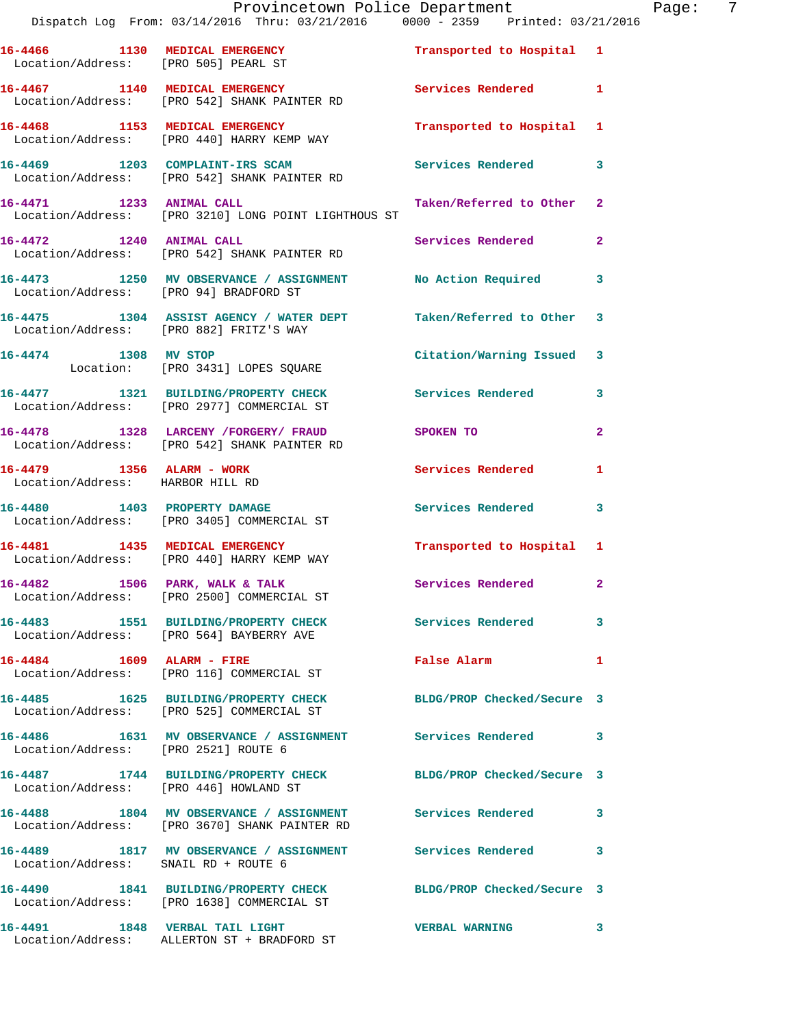16-4466 1130 MEDICAL EMERGENCY Transported to Hospital 1
Location/Address: [PRO 505] PEARL ST

16-4467 1140 MEDICAL EMERGENCY Services Rendered 1
Location/Address: [PRO 542] SHANK PAINTER RD

16-4468 1153 MEDICAL EMERGENCY Transported to Hospital 1
Location/Address: [PRO 440] HARRY KEMP WAY

16-4469 1203 COMPLAINT-IRS SCAM Services Rendered 3
Location/Address: [PRO 542] SHANK PAINTER RD

16-4471 1233 ANIMAL CALL Taken/Referred to Other 2
Location/Address: [PRO 3210] LONG POINT LIGHTHOUS ST

16-4472 1240 ANIMAL CALL Services Rendered 2
Location/Address: [PRO 542] SHANK PAINTER RD

16-4473 1250 MV OBSERVANCE / ASSIGNMENT No Action Required 3
Location/Address: [PRO 94] BRADFORD ST

16-4475 1304 ASSIST AGENCY / WATER DEPT Taken/Referred to Other 3
Location/Address: [PRO 882] FRITZ'S WAY

16-4474 1308 MV STOP Citation/Warning Issued 3
Location: [PRO 3431] LOPES SQUARE

16-4477 1321 BUILDING/PROPERTY CHECK Services Rendered 3
Location/Address: [PRO 2977] COMMERCIAL ST

16-4478 1328 LARCENY /FORGERY/ FRAUD SPOKEN TO 2
Location/Address: [PRO 542] SHANK PAINTER RD

16-4479 1356 ALARM - WORK Services Rendered 1
Location/Address: HARBOR HILL RD

16-4480 1403 PROPERTY DAMAGE Services Rendered 3
Location/Address: [PRO 3405] COMMERCIAL ST

16-4481 1435 MEDICAL EMERGENCY Transported to Hospital 1
Location/Address: [PRO 440] HARRY KEMP WAY

16-4482 1506 PARK, WALK & TALK Services Rendered 2
Location/Address: [PRO 2500] COMMERCIAL ST

16-4483 1551 BUILDING/PROPERTY CHECK Services Rendered 3
Location/Address: [PRO 564] BAYBERRY AVE

16-4484 1609 ALARM - FIRE False Alarm 1
Location/Address: [PRO 116] COMMERCIAL ST

16-4485 1625 BUILDING/PROPERTY CHECK BLDG/PROP Checked/Secure 3
Location/Address: [PRO 525] COMMERCIAL ST

16-4486 1631 MV OBSERVANCE / ASSIGNMENT Services Rendered 3
Location/Address: [PRO 2521] ROUTE 6

16-4487 1744 BUILDING/PROPERTY CHECK BLDG/PROP Checked/Secure 3
Location/Address: [PRO 446] HOWLAND ST

16-4488 1804 MV OBSERVANCE / ASSIGNMENT Services Rendered 3
Location/Address: [PRO 3670] SHANK PAINTER RD

16-4489 1817 MV OBSERVANCE / ASSIGNMENT Services Rendered 3
Location/Address: SNAIL RD + ROUTE 6

16-4490 1841 BUILDING/PROPERTY CHECK BLDG/PROP Checked/Secure 3
Location/Address: [PRO 1638] COMMERCIAL ST

16-4491 1848 VERBAL TAIL LIGHT VERBAL WARNING 3
Location/Address: ALLERTON ST + BRADFORD ST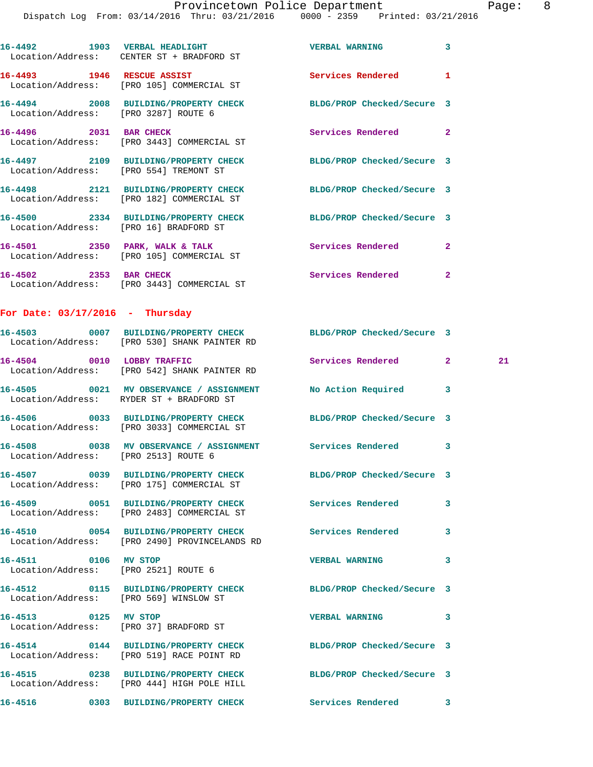16-4492 1903 VERBAL HEADLIGHT VERBAL WARNING 3
Location/Address: CENTER ST + BRADFORD ST

16-4493 1946 RESCUE ASSIST Services Rendered 1
Location/Address: [PRO 105] COMMERCIAL ST

16-4494 2008 BUILDING/PROPERTY CHECK BLDG/PROP Checked/Secure 3
Location/Address: [PRO 3287] ROUTE 6

16-4496 2031 BAR CHECK Services Rendered 2
Location/Address: [PRO 3443] COMMERCIAL ST

16-4497 2109 BUILDING/PROPERTY CHECK BLDG/PROP Checked/Secure 3
Location/Address: [PRO 554] TREMONT ST

16-4498 2121 BUILDING/PROPERTY CHECK BLDG/PROP Checked/Secure 3
Location/Address: [PRO 182] COMMERCIAL ST

16-4500 2334 BUILDING/PROPERTY CHECK BLDG/PROP Checked/Secure 3
Location/Address: [PRO 16] BRADFORD ST

16-4501 2350 PARK, WALK & TALK Services Rendered 2
Location/Address: [PRO 105] COMMERCIAL ST

16-4502 2353 BAR CHECK Services Rendered 2
Location/Address: [PRO 3443] COMMERCIAL ST

## For Date: 03/17/2016 - Thursday

16-4503 0007 BUILDING/PROPERTY CHECK BLDG/PROP Checked/Secure 3
Location/Address: [PRO 530] SHANK PAINTER RD

16-4504 0010 LOBBY TRAFFIC Services Rendered 2 21
Location/Address: [PRO 542] SHANK PAINTER RD

16-4505 0021 MV OBSERVANCE / ASSIGNMENT No Action Required 3
Location/Address: RYDER ST + BRADFORD ST

16-4506 0033 BUILDING/PROPERTY CHECK BLDG/PROP Checked/Secure 3
Location/Address: [PRO 3033] COMMERCIAL ST

16-4508 0038 MV OBSERVANCE / ASSIGNMENT Services Rendered 3
Location/Address: [PRO 2513] ROUTE 6

16-4507 0039 BUILDING/PROPERTY CHECK BLDG/PROP Checked/Secure 3
Location/Address: [PRO 175] COMMERCIAL ST

16-4509 0051 BUILDING/PROPERTY CHECK Services Rendered 3
Location/Address: [PRO 2483] COMMERCIAL ST

16-4510 0054 BUILDING/PROPERTY CHECK Services Rendered 3
Location/Address: [PRO 2490] PROVINCELANDS RD

16-4511 0106 MV STOP VERBAL WARNING 3
Location/Address: [PRO 2521] ROUTE 6

16-4512 0115 BUILDING/PROPERTY CHECK BLDG/PROP Checked/Secure 3
Location/Address: [PRO 569] WINSLOW ST

16-4513 0125 MV STOP VERBAL WARNING 3
Location/Address: [PRO 37] BRADFORD ST

16-4514 0144 BUILDING/PROPERTY CHECK BLDG/PROP Checked/Secure 3
Location/Address: [PRO 519] RACE POINT RD

16-4515 0238 BUILDING/PROPERTY CHECK BLDG/PROP Checked/Secure 3
Location/Address: [PRO 444] HIGH POLE HILL

16-4516 0303 BUILDING/PROPERTY CHECK Services Rendered 3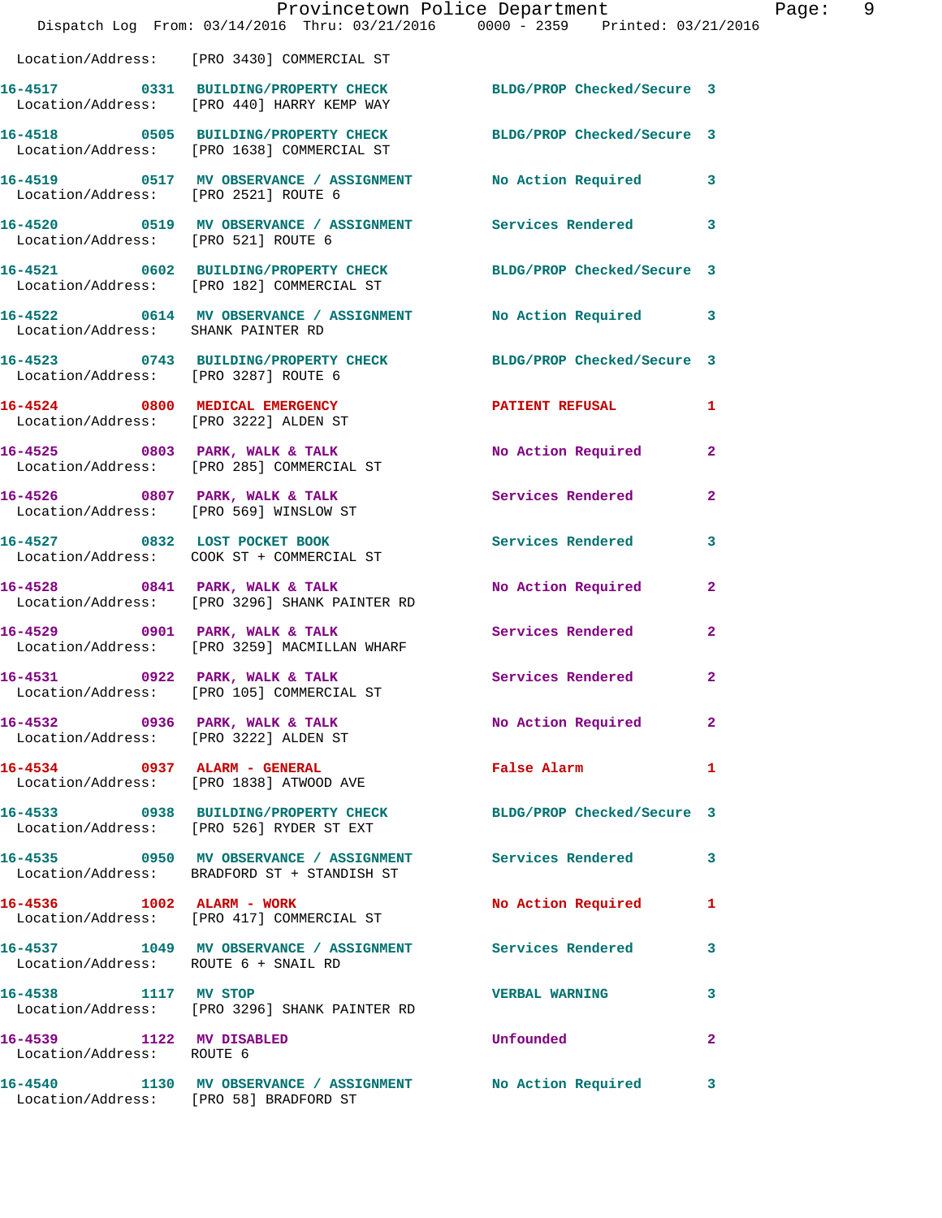Location/Address: [PRO 3430] COMMERCIAL ST

| Call # | Time | Call Reason | Action | Priority |
|---|---|---|---|---|
| 16-4517 | 0331 | BUILDING/PROPERTY CHECK | BLDG/PROP Checked/Secure | 3 |
| | | Location/Address: [PRO 440] HARRY KEMP WAY | | |
| 16-4518 | 0505 | BUILDING/PROPERTY CHECK | BLDG/PROP Checked/Secure | 3 |
| | | Location/Address: [PRO 1638] COMMERCIAL ST | | |
| 16-4519 | 0517 | MV OBSERVANCE / ASSIGNMENT | No Action Required | 3 |
| | | Location/Address: [PRO 2521] ROUTE 6 | | |
| 16-4520 | 0519 | MV OBSERVANCE / ASSIGNMENT | Services Rendered | 3 |
| | | Location/Address: [PRO 521] ROUTE 6 | | |
| 16-4521 | 0602 | BUILDING/PROPERTY CHECK | BLDG/PROP Checked/Secure | 3 |
| | | Location/Address: [PRO 182] COMMERCIAL ST | | |
| 16-4522 | 0614 | MV OBSERVANCE / ASSIGNMENT | No Action Required | 3 |
| | | Location/Address: SHANK PAINTER RD | | |
| 16-4523 | 0743 | BUILDING/PROPERTY CHECK | BLDG/PROP Checked/Secure | 3 |
| | | Location/Address: [PRO 3287] ROUTE 6 | | |
| 16-4524 | 0800 | MEDICAL EMERGENCY | PATIENT REFUSAL | 1 |
| | | Location/Address: [PRO 3222] ALDEN ST | | |
| 16-4525 | 0803 | PARK, WALK & TALK | No Action Required | 2 |
| | | Location/Address: [PRO 285] COMMERCIAL ST | | |
| 16-4526 | 0807 | PARK, WALK & TALK | Services Rendered | 2 |
| | | Location/Address: [PRO 569] WINSLOW ST | | |
| 16-4527 | 0832 | LOST POCKET BOOK | Services Rendered | 3 |
| | | Location/Address: COOK ST + COMMERCIAL ST | | |
| 16-4528 | 0841 | PARK, WALK & TALK | No Action Required | 2 |
| | | Location/Address: [PRO 3296] SHANK PAINTER RD | | |
| 16-4529 | 0901 | PARK, WALK & TALK | Services Rendered | 2 |
| | | Location/Address: [PRO 3259] MACMILLAN WHARF | | |
| 16-4531 | 0922 | PARK, WALK & TALK | Services Rendered | 2 |
| | | Location/Address: [PRO 105] COMMERCIAL ST | | |
| 16-4532 | 0936 | PARK, WALK & TALK | No Action Required | 2 |
| | | Location/Address: [PRO 3222] ALDEN ST | | |
| 16-4534 | 0937 | ALARM - GENERAL | False Alarm | 1 |
| | | Location/Address: [PRO 1838] ATWOOD AVE | | |
| 16-4533 | 0938 | BUILDING/PROPERTY CHECK | BLDG/PROP Checked/Secure | 3 |
| | | Location/Address: [PRO 526] RYDER ST EXT | | |
| 16-4535 | 0950 | MV OBSERVANCE / ASSIGNMENT | Services Rendered | 3 |
| | | Location/Address: BRADFORD ST + STANDISH ST | | |
| 16-4536 | 1002 | ALARM - WORK | No Action Required | 1 |
| | | Location/Address: [PRO 417] COMMERCIAL ST | | |
| 16-4537 | 1049 | MV OBSERVANCE / ASSIGNMENT | Services Rendered | 3 |
| | | Location/Address: ROUTE 6 + SNAIL RD | | |
| 16-4538 | 1117 | MV STOP | VERBAL WARNING | 3 |
| | | Location/Address: [PRO 3296] SHANK PAINTER RD | | |
| 16-4539 | 1122 | MV DISABLED | Unfounded | 2 |
| | | Location/Address: ROUTE 6 | | |
| 16-4540 | 1130 | MV OBSERVANCE / ASSIGNMENT | No Action Required | 3 |
| | | Location/Address: [PRO 58] BRADFORD ST | | |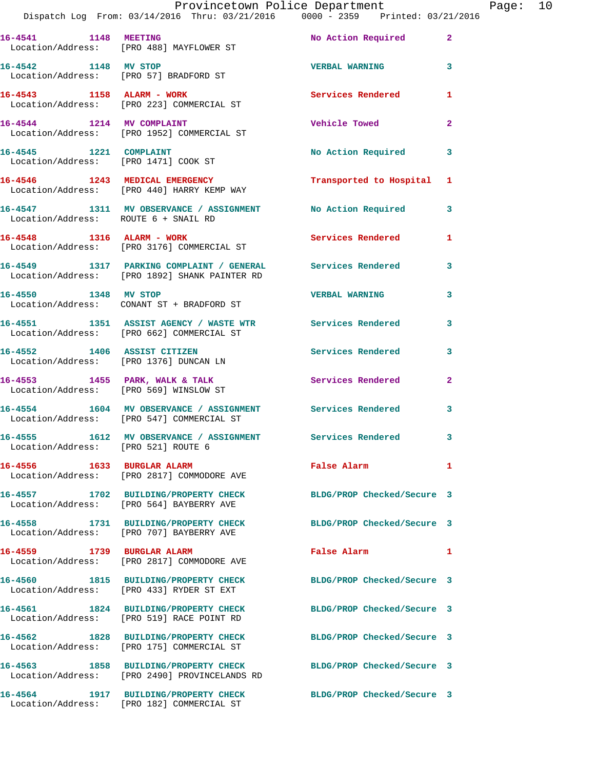| Call Number | Time | Call Reason | Action | Priority |
|---|---|---|---|---|
| 16-4541 | 1148 | MEETING | No Action Required | 2 |
| Location/Address: | [PRO 488] MAYFLOWER ST | | | |
| 16-4542 | 1148 | MV STOP | VERBAL WARNING | 3 |
| Location/Address: | [PRO 57] BRADFORD ST | | | |
| 16-4543 | 1158 | ALARM - WORK | Services Rendered | 1 |
| Location/Address: | [PRO 223] COMMERCIAL ST | | | |
| 16-4544 | 1214 | MV COMPLAINT | Vehicle Towed | 2 |
| Location/Address: | [PRO 1952] COMMERCIAL ST | | | |
| 16-4545 | 1221 | COMPLAINT | No Action Required | 3 |
| Location/Address: | [PRO 1471] COOK ST | | | |
| 16-4546 | 1243 | MEDICAL EMERGENCY | Transported to Hospital | 1 |
| Location/Address: | [PRO 440] HARRY KEMP WAY | | | |
| 16-4547 | 1311 | MV OBSERVANCE / ASSIGNMENT | No Action Required | 3 |
| Location/Address: | ROUTE 6 + SNAIL RD | | | |
| 16-4548 | 1316 | ALARM - WORK | Services Rendered | 1 |
| Location/Address: | [PRO 3176] COMMERCIAL ST | | | |
| 16-4549 | 1317 | PARKING COMPLAINT / GENERAL | Services Rendered | 3 |
| Location/Address: | [PRO 1892] SHANK PAINTER RD | | | |
| 16-4550 | 1348 | MV STOP | VERBAL WARNING | 3 |
| Location/Address: | CONANT ST + BRADFORD ST | | | |
| 16-4551 | 1351 | ASSIST AGENCY / WASTE WTR | Services Rendered | 3 |
| Location/Address: | [PRO 662] COMMERCIAL ST | | | |
| 16-4552 | 1406 | ASSIST CITIZEN | Services Rendered | 3 |
| Location/Address: | [PRO 1376] DUNCAN LN | | | |
| 16-4553 | 1455 | PARK, WALK & TALK | Services Rendered | 2 |
| Location/Address: | [PRO 569] WINSLOW ST | | | |
| 16-4554 | 1604 | MV OBSERVANCE / ASSIGNMENT | Services Rendered | 3 |
| Location/Address: | [PRO 547] COMMERCIAL ST | | | |
| 16-4555 | 1612 | MV OBSERVANCE / ASSIGNMENT | Services Rendered | 3 |
| Location/Address: | [PRO 521] ROUTE 6 | | | |
| 16-4556 | 1633 | BURGLAR ALARM | False Alarm | 1 |
| Location/Address: | [PRO 2817] COMMODORE AVE | | | |
| 16-4557 | 1702 | BUILDING/PROPERTY CHECK | BLDG/PROP Checked/Secure | 3 |
| Location/Address: | [PRO 564] BAYBERRY AVE | | | |
| 16-4558 | 1731 | BUILDING/PROPERTY CHECK | BLDG/PROP Checked/Secure | 3 |
| Location/Address: | [PRO 707] BAYBERRY AVE | | | |
| 16-4559 | 1739 | BURGLAR ALARM | False Alarm | 1 |
| Location/Address: | [PRO 2817] COMMODORE AVE | | | |
| 16-4560 | 1815 | BUILDING/PROPERTY CHECK | BLDG/PROP Checked/Secure | 3 |
| Location/Address: | [PRO 433] RYDER ST EXT | | | |
| 16-4561 | 1824 | BUILDING/PROPERTY CHECK | BLDG/PROP Checked/Secure | 3 |
| Location/Address: | [PRO 519] RACE POINT RD | | | |
| 16-4562 | 1828 | BUILDING/PROPERTY CHECK | BLDG/PROP Checked/Secure | 3 |
| Location/Address: | [PRO 175] COMMERCIAL ST | | | |
| 16-4563 | 1858 | BUILDING/PROPERTY CHECK | BLDG/PROP Checked/Secure | 3 |
| Location/Address: | [PRO 2490] PROVINCELANDS RD | | | |
| 16-4564 | 1917 | BUILDING/PROPERTY CHECK | BLDG/PROP Checked/Secure | 3 |
| Location/Address: | [PRO 182] COMMERCIAL ST | | | |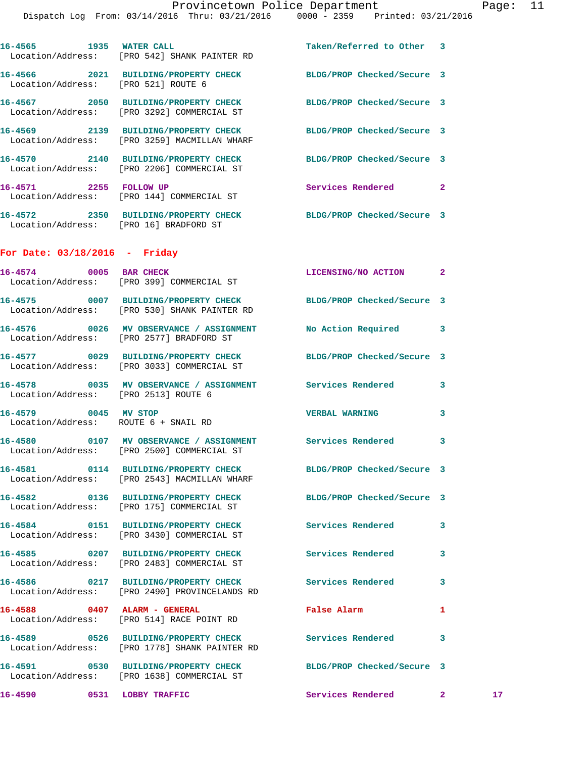16-4565 1935 WATER CALL Taken/Referred to Other 3
Location/Address: [PRO 542] SHANK PAINTER RD

16-4566 2021 BUILDING/PROPERTY CHECK BLDG/PROP Checked/Secure 3
Location/Address: [PRO 521] ROUTE 6

16-4567 2050 BUILDING/PROPERTY CHECK BLDG/PROP Checked/Secure 3
Location/Address: [PRO 3292] COMMERCIAL ST

16-4569 2139 BUILDING/PROPERTY CHECK BLDG/PROP Checked/Secure 3
Location/Address: [PRO 3259] MACMILLAN WHARF

16-4570 2140 BUILDING/PROPERTY CHECK BLDG/PROP Checked/Secure 3
Location/Address: [PRO 2206] COMMERCIAL ST

16-4571 2255 FOLLOW UP Services Rendered 2
Location/Address: [PRO 144] COMMERCIAL ST

16-4572 2350 BUILDING/PROPERTY CHECK BLDG/PROP Checked/Secure 3
Location/Address: [PRO 16] BRADFORD ST

## For Date: 03/18/2016 - Friday

16-4574 0005 BAR CHECK LICENSING/NO ACTION 2
Location/Address: [PRO 399] COMMERCIAL ST

16-4575 0007 BUILDING/PROPERTY CHECK BLDG/PROP Checked/Secure 3
Location/Address: [PRO 530] SHANK PAINTER RD

16-4576 0026 MV OBSERVANCE / ASSIGNMENT No Action Required 3
Location/Address: [PRO 2577] BRADFORD ST

16-4577 0029 BUILDING/PROPERTY CHECK BLDG/PROP Checked/Secure 3
Location/Address: [PRO 3033] COMMERCIAL ST

16-4578 0035 MV OBSERVANCE / ASSIGNMENT Services Rendered 3
Location/Address: [PRO 2513] ROUTE 6

16-4579 0045 MV STOP VERBAL WARNING 3
Location/Address: ROUTE 6 + SNAIL RD

16-4580 0107 MV OBSERVANCE / ASSIGNMENT Services Rendered 3
Location/Address: [PRO 2500] COMMERCIAL ST

16-4581 0114 BUILDING/PROPERTY CHECK BLDG/PROP Checked/Secure 3
Location/Address: [PRO 2543] MACMILLAN WHARF

16-4582 0136 BUILDING/PROPERTY CHECK BLDG/PROP Checked/Secure 3
Location/Address: [PRO 175] COMMERCIAL ST

16-4584 0151 BUILDING/PROPERTY CHECK Services Rendered 3
Location/Address: [PRO 3430] COMMERCIAL ST

16-4585 0207 BUILDING/PROPERTY CHECK Services Rendered 3
Location/Address: [PRO 2483] COMMERCIAL ST

16-4586 0217 BUILDING/PROPERTY CHECK Services Rendered 3
Location/Address: [PRO 2490] PROVINCELANDS RD

16-4588 0407 ALARM - GENERAL False Alarm 1
Location/Address: [PRO 514] RACE POINT RD

16-4589 0526 BUILDING/PROPERTY CHECK Services Rendered 3
Location/Address: [PRO 1778] SHANK PAINTER RD

16-4591 0530 BUILDING/PROPERTY CHECK BLDG/PROP Checked/Secure 3
Location/Address: [PRO 1638] COMMERCIAL ST

16-4590 0531 LOBBY TRAFFIC Services Rendered 2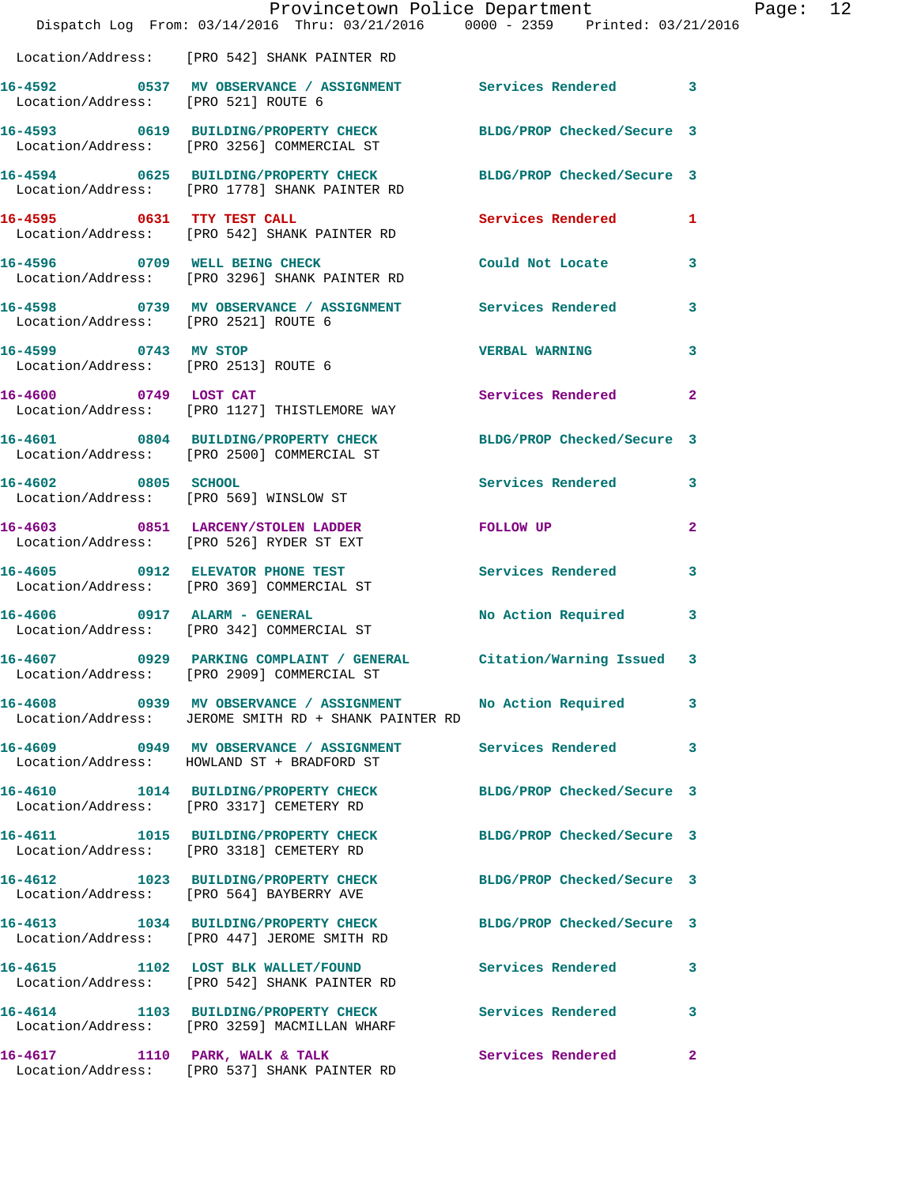Location/Address: [PRO 542] SHANK PAINTER RD

| Call # | Time | Call Type | Disposition | Priority |
|---|---|---|---|---|
| 16-4592 | 0537 | MV OBSERVANCE / ASSIGNMENT | Services Rendered | 3 |
| | | Location/Address: [PRO 521] ROUTE 6 | | |
| 16-4593 | 0619 | BUILDING/PROPERTY CHECK | BLDG/PROP Checked/Secure | 3 |
| | | Location/Address: [PRO 3256] COMMERCIAL ST | | |
| 16-4594 | 0625 | BUILDING/PROPERTY CHECK | BLDG/PROP Checked/Secure | 3 |
| | | Location/Address: [PRO 1778] SHANK PAINTER RD | | |
| 16-4595 | 0631 | TTY TEST CALL | Services Rendered | 1 |
| | | Location/Address: [PRO 542] SHANK PAINTER RD | | |
| 16-4596 | 0709 | WELL BEING CHECK | Could Not Locate | 3 |
| | | Location/Address: [PRO 3296] SHANK PAINTER RD | | |
| 16-4598 | 0739 | MV OBSERVANCE / ASSIGNMENT | Services Rendered | 3 |
| | | Location/Address: [PRO 2521] ROUTE 6 | | |
| 16-4599 | 0743 | MV STOP | VERBAL WARNING | 3 |
| | | Location/Address: [PRO 2513] ROUTE 6 | | |
| 16-4600 | 0749 | LOST CAT | Services Rendered | 2 |
| | | Location/Address: [PRO 1127] THISTLEMORE WAY | | |
| 16-4601 | 0804 | BUILDING/PROPERTY CHECK | BLDG/PROP Checked/Secure | 3 |
| | | Location/Address: [PRO 2500] COMMERCIAL ST | | |
| 16-4602 | 0805 | SCHOOL | Services Rendered | 3 |
| | | Location/Address: [PRO 569] WINSLOW ST | | |
| 16-4603 | 0851 | LARCENY/STOLEN LADDER | FOLLOW UP | 2 |
| | | Location/Address: [PRO 526] RYDER ST EXT | | |
| 16-4605 | 0912 | ELEVATOR PHONE TEST | Services Rendered | 3 |
| | | Location/Address: [PRO 369] COMMERCIAL ST | | |
| 16-4606 | 0917 | ALARM - GENERAL | No Action Required | 3 |
| | | Location/Address: [PRO 342] COMMERCIAL ST | | |
| 16-4607 | 0929 | PARKING COMPLAINT / GENERAL | Citation/Warning Issued | 3 |
| | | Location/Address: [PRO 2909] COMMERCIAL ST | | |
| 16-4608 | 0939 | MV OBSERVANCE / ASSIGNMENT | No Action Required | 3 |
| | | Location/Address: JEROME SMITH RD + SHANK PAINTER RD | | |
| 16-4609 | 0949 | MV OBSERVANCE / ASSIGNMENT | Services Rendered | 3 |
| | | Location/Address: HOWLAND ST + BRADFORD ST | | |
| 16-4610 | 1014 | BUILDING/PROPERTY CHECK | BLDG/PROP Checked/Secure | 3 |
| | | Location/Address: [PRO 3317] CEMETERY RD | | |
| 16-4611 | 1015 | BUILDING/PROPERTY CHECK | BLDG/PROP Checked/Secure | 3 |
| | | Location/Address: [PRO 3318] CEMETERY RD | | |
| 16-4612 | 1023 | BUILDING/PROPERTY CHECK | BLDG/PROP Checked/Secure | 3 |
| | | Location/Address: [PRO 564] BAYBERRY AVE | | |
| 16-4613 | 1034 | BUILDING/PROPERTY CHECK | BLDG/PROP Checked/Secure | 3 |
| | | Location/Address: [PRO 447] JEROME SMITH RD | | |
| 16-4615 | 1102 | LOST BLK WALLET/FOUND | Services Rendered | 3 |
| | | Location/Address: [PRO 542] SHANK PAINTER RD | | |
| 16-4614 | 1103 | BUILDING/PROPERTY CHECK | Services Rendered | 3 |
| | | Location/Address: [PRO 3259] MACMILLAN WHARF | | |
| 16-4617 | 1110 | PARK, WALK & TALK | Services Rendered | 2 |
| | | Location/Address: [PRO 537] SHANK PAINTER RD | | |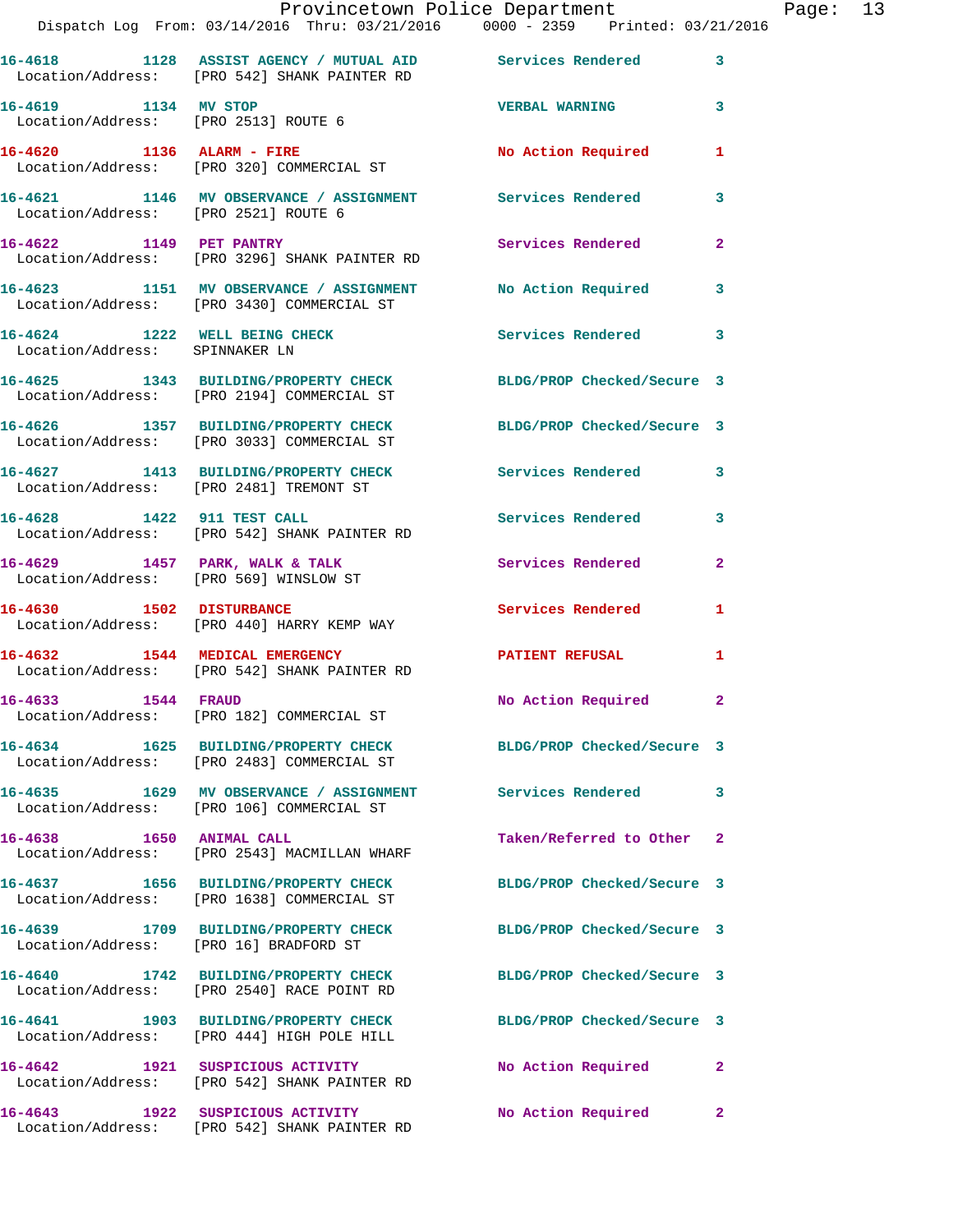| Call Number | Time | Call Reason | Action | Priority |
|---|---|---|---|---|
| 16-4618 | 1128 | ASSIST AGENCY / MUTUAL AID | Services Rendered | 3 |
| Location/Address: [PRO 542] SHANK PAINTER RD | | | | |
| 16-4619 | 1134 | MV STOP | VERBAL WARNING | 3 |
| Location/Address: [PRO 2513] ROUTE 6 | | | | |
| 16-4620 | 1136 | ALARM - FIRE | No Action Required | 1 |
| Location/Address: [PRO 320] COMMERCIAL ST | | | | |
| 16-4621 | 1146 | MV OBSERVANCE / ASSIGNMENT | Services Rendered | 3 |
| Location/Address: [PRO 2521] ROUTE 6 | | | | |
| 16-4622 | 1149 | PET PANTRY | Services Rendered | 2 |
| Location/Address: [PRO 3296] SHANK PAINTER RD | | | | |
| 16-4623 | 1151 | MV OBSERVANCE / ASSIGNMENT | No Action Required | 3 |
| Location/Address: [PRO 3430] COMMERCIAL ST | | | | |
| 16-4624 | 1222 | WELL BEING CHECK | Services Rendered | 3 |
| Location/Address: SPINNAKER LN | | | | |
| 16-4625 | 1343 | BUILDING/PROPERTY CHECK | BLDG/PROP Checked/Secure | 3 |
| Location/Address: [PRO 2194] COMMERCIAL ST | | | | |
| 16-4626 | 1357 | BUILDING/PROPERTY CHECK | BLDG/PROP Checked/Secure | 3 |
| Location/Address: [PRO 3033] COMMERCIAL ST | | | | |
| 16-4627 | 1413 | BUILDING/PROPERTY CHECK | Services Rendered | 3 |
| Location/Address: [PRO 2481] TREMONT ST | | | | |
| 16-4628 | 1422 | 911 TEST CALL | Services Rendered | 3 |
| Location/Address: [PRO 542] SHANK PAINTER RD | | | | |
| 16-4629 | 1457 | PARK, WALK & TALK | Services Rendered | 2 |
| Location/Address: [PRO 569] WINSLOW ST | | | | |
| 16-4630 | 1502 | DISTURBANCE | Services Rendered | 1 |
| Location/Address: [PRO 440] HARRY KEMP WAY | | | | |
| 16-4632 | 1544 | MEDICAL EMERGENCY | PATIENT REFUSAL | 1 |
| Location/Address: [PRO 542] SHANK PAINTER RD | | | | |
| 16-4633 | 1544 | FRAUD | No Action Required | 2 |
| Location/Address: [PRO 182] COMMERCIAL ST | | | | |
| 16-4634 | 1625 | BUILDING/PROPERTY CHECK | BLDG/PROP Checked/Secure | 3 |
| Location/Address: [PRO 2483] COMMERCIAL ST | | | | |
| 16-4635 | 1629 | MV OBSERVANCE / ASSIGNMENT | Services Rendered | 3 |
| Location/Address: [PRO 106] COMMERCIAL ST | | | | |
| 16-4638 | 1650 | ANIMAL CALL | Taken/Referred to Other | 2 |
| Location/Address: [PRO 2543] MACMILLAN WHARF | | | | |
| 16-4637 | 1656 | BUILDING/PROPERTY CHECK | BLDG/PROP Checked/Secure | 3 |
| Location/Address: [PRO 1638] COMMERCIAL ST | | | | |
| 16-4639 | 1709 | BUILDING/PROPERTY CHECK | BLDG/PROP Checked/Secure | 3 |
| Location/Address: [PRO 16] BRADFORD ST | | | | |
| 16-4640 | 1742 | BUILDING/PROPERTY CHECK | BLDG/PROP Checked/Secure | 3 |
| Location/Address: [PRO 2540] RACE POINT RD | | | | |
| 16-4641 | 1903 | BUILDING/PROPERTY CHECK | BLDG/PROP Checked/Secure | 3 |
| Location/Address: [PRO 444] HIGH POLE HILL | | | | |
| 16-4642 | 1921 | SUSPICIOUS ACTIVITY | No Action Required | 2 |
| Location/Address: [PRO 542] SHANK PAINTER RD | | | | |
| 16-4643 | 1922 | SUSPICIOUS ACTIVITY | No Action Required | 2 |
| Location/Address: [PRO 542] SHANK PAINTER RD | | | | |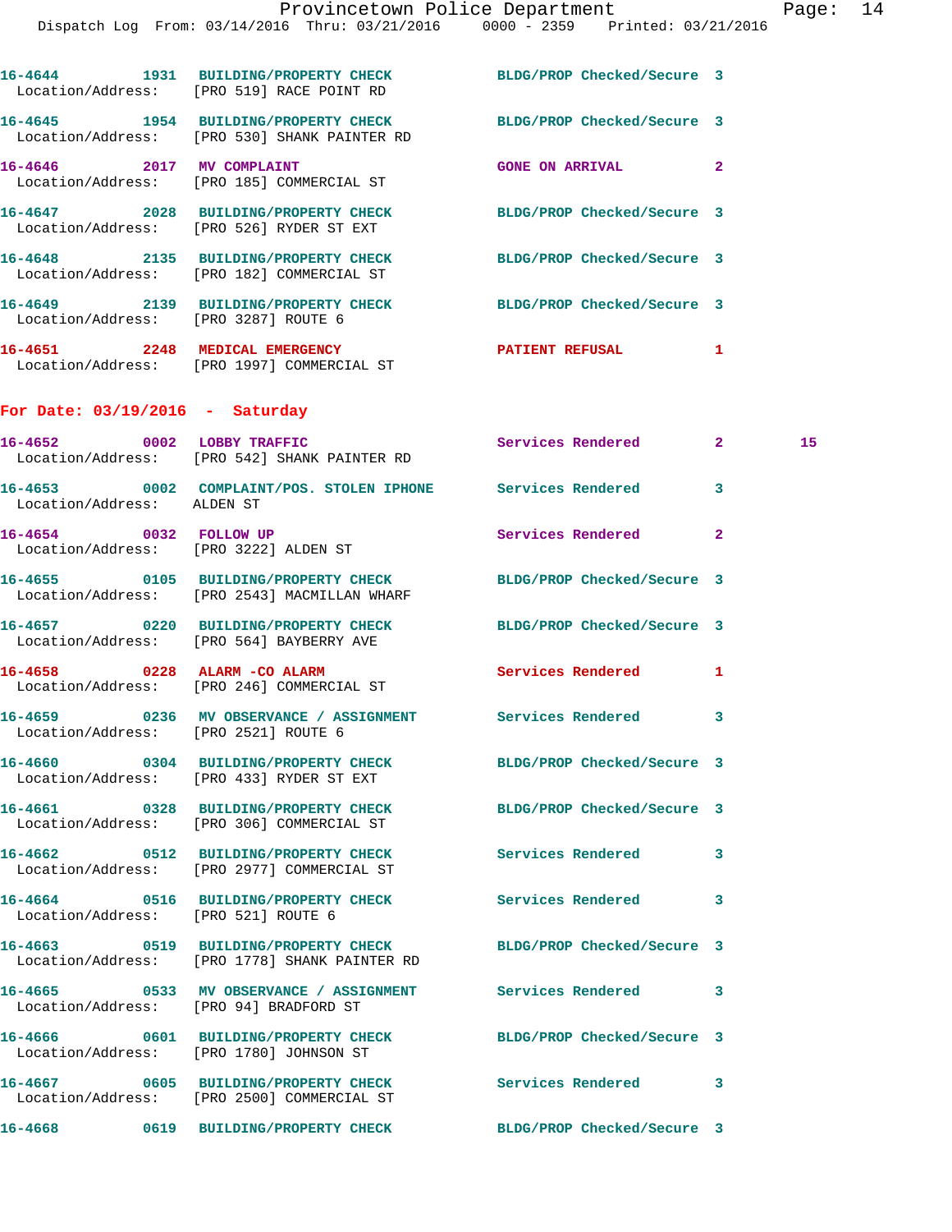16-4644 1931 BUILDING/PROPERTY CHECK BLDG/PROP Checked/Secure 3
Location/Address: [PRO 519] RACE POINT RD

16-4645 1954 BUILDING/PROPERTY CHECK BLDG/PROP Checked/Secure 3
Location/Address: [PRO 530] SHANK PAINTER RD

16-4646 2017 MV COMPLAINT GONE ON ARRIVAL 2
Location/Address: [PRO 185] COMMERCIAL ST

16-4647 2028 BUILDING/PROPERTY CHECK BLDG/PROP Checked/Secure 3
Location/Address: [PRO 526] RYDER ST EXT

16-4648 2135 BUILDING/PROPERTY CHECK BLDG/PROP Checked/Secure 3
Location/Address: [PRO 182] COMMERCIAL ST

16-4649 2139 BUILDING/PROPERTY CHECK BLDG/PROP Checked/Secure 3
Location/Address: [PRO 3287] ROUTE 6

16-4651 2248 MEDICAL EMERGENCY PATIENT REFUSAL 1
Location/Address: [PRO 1997] COMMERCIAL ST

## For Date: 03/19/2016 - Saturday

16-4652 0002 LOBBY TRAFFIC Services Rendered 2 15
Location/Address: [PRO 542] SHANK PAINTER RD

16-4653 0002 COMPLAINT/POS. STOLEN IPHONE Services Rendered 3
Location/Address: ALDEN ST

16-4654 0032 FOLLOW UP Services Rendered 2
Location/Address: [PRO 3222] ALDEN ST

16-4655 0105 BUILDING/PROPERTY CHECK BLDG/PROP Checked/Secure 3
Location/Address: [PRO 2543] MACMILLAN WHARF

16-4657 0220 BUILDING/PROPERTY CHECK BLDG/PROP Checked/Secure 3
Location/Address: [PRO 564] BAYBERRY AVE

16-4658 0228 ALARM -CO ALARM Services Rendered 1
Location/Address: [PRO 246] COMMERCIAL ST

16-4659 0236 MV OBSERVANCE / ASSIGNMENT Services Rendered 3
Location/Address: [PRO 2521] ROUTE 6

16-4660 0304 BUILDING/PROPERTY CHECK BLDG/PROP Checked/Secure 3
Location/Address: [PRO 433] RYDER ST EXT

16-4661 0328 BUILDING/PROPERTY CHECK BLDG/PROP Checked/Secure 3
Location/Address: [PRO 306] COMMERCIAL ST

16-4662 0512 BUILDING/PROPERTY CHECK Services Rendered 3
Location/Address: [PRO 2977] COMMERCIAL ST

16-4664 0516 BUILDING/PROPERTY CHECK Services Rendered 3
Location/Address: [PRO 521] ROUTE 6

16-4663 0519 BUILDING/PROPERTY CHECK BLDG/PROP Checked/Secure 3
Location/Address: [PRO 1778] SHANK PAINTER RD

16-4665 0533 MV OBSERVANCE / ASSIGNMENT Services Rendered 3
Location/Address: [PRO 94] BRADFORD ST

16-4666 0601 BUILDING/PROPERTY CHECK BLDG/PROP Checked/Secure 3
Location/Address: [PRO 1780] JOHNSON ST

16-4667 0605 BUILDING/PROPERTY CHECK Services Rendered 3
Location/Address: [PRO 2500] COMMERCIAL ST

16-4668 0619 BUILDING/PROPERTY CHECK BLDG/PROP Checked/Secure 3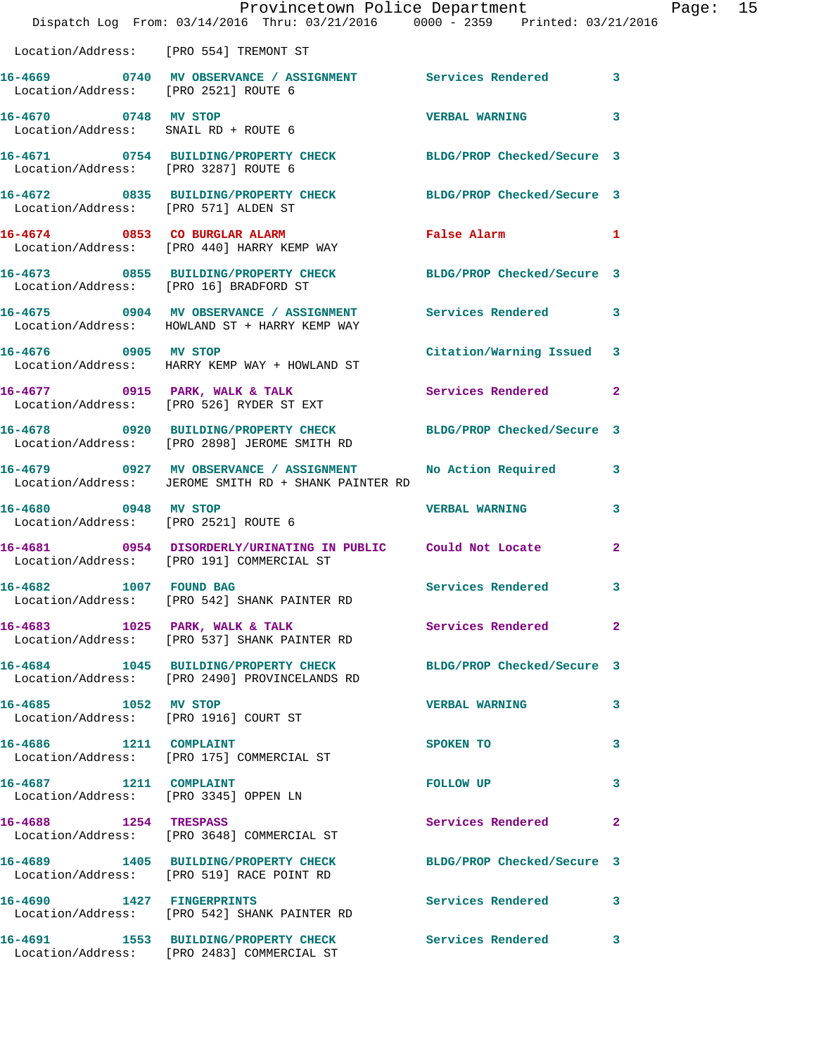Location/Address: [PRO 554] TREMONT ST

16-4669 0740 MV OBSERVANCE / ASSIGNMENT Services Rendered 3
Location/Address: [PRO 2521] ROUTE 6

16-4670 0748 MV STOP VERBAL WARNING 3
Location/Address: SNAIL RD + ROUTE 6

16-4671 0754 BUILDING/PROPERTY CHECK BLDG/PROP Checked/Secure 3
Location/Address: [PRO 3287] ROUTE 6

16-4672 0835 BUILDING/PROPERTY CHECK BLDG/PROP Checked/Secure 3
Location/Address: [PRO 571] ALDEN ST

16-4674 0853 CO BURGLAR ALARM False Alarm 1
Location/Address: [PRO 440] HARRY KEMP WAY

16-4673 0855 BUILDING/PROPERTY CHECK BLDG/PROP Checked/Secure 3
Location/Address: [PRO 16] BRADFORD ST

16-4675 0904 MV OBSERVANCE / ASSIGNMENT Services Rendered 3
Location/Address: HOWLAND ST + HARRY KEMP WAY

16-4676 0905 MV STOP Citation/Warning Issued 3
Location/Address: HARRY KEMP WAY + HOWLAND ST

16-4677 0915 PARK, WALK & TALK Services Rendered 2
Location/Address: [PRO 526] RYDER ST EXT

16-4678 0920 BUILDING/PROPERTY CHECK BLDG/PROP Checked/Secure 3
Location/Address: [PRO 2898] JEROME SMITH RD

16-4679 0927 MV OBSERVANCE / ASSIGNMENT No Action Required 3
Location/Address: JEROME SMITH RD + SHANK PAINTER RD

16-4680 0948 MV STOP VERBAL WARNING 3
Location/Address: [PRO 2521] ROUTE 6

16-4681 0954 DISORDERLY/URINATING IN PUBLIC Could Not Locate 2
Location/Address: [PRO 191] COMMERCIAL ST

16-4682 1007 FOUND BAG Services Rendered 3
Location/Address: [PRO 542] SHANK PAINTER RD

16-4683 1025 PARK, WALK & TALK Services Rendered 2
Location/Address: [PRO 537] SHANK PAINTER RD

16-4684 1045 BUILDING/PROPERTY CHECK BLDG/PROP Checked/Secure 3
Location/Address: [PRO 2490] PROVINCELANDS RD

16-4685 1052 MV STOP VERBAL WARNING 3
Location/Address: [PRO 1916] COURT ST

16-4686 1211 COMPLAINT SPOKEN TO 3
Location/Address: [PRO 175] COMMERCIAL ST

16-4687 1211 COMPLAINT FOLLOW UP 3
Location/Address: [PRO 3345] OPPEN LN

16-4688 1254 TRESPASS Services Rendered 2
Location/Address: [PRO 3648] COMMERCIAL ST

16-4689 1405 BUILDING/PROPERTY CHECK BLDG/PROP Checked/Secure 3
Location/Address: [PRO 519] RACE POINT RD

16-4690 1427 FINGERPRINTS Services Rendered 3
Location/Address: [PRO 542] SHANK PAINTER RD

16-4691 1553 BUILDING/PROPERTY CHECK Services Rendered 3
Location/Address: [PRO 2483] COMMERCIAL ST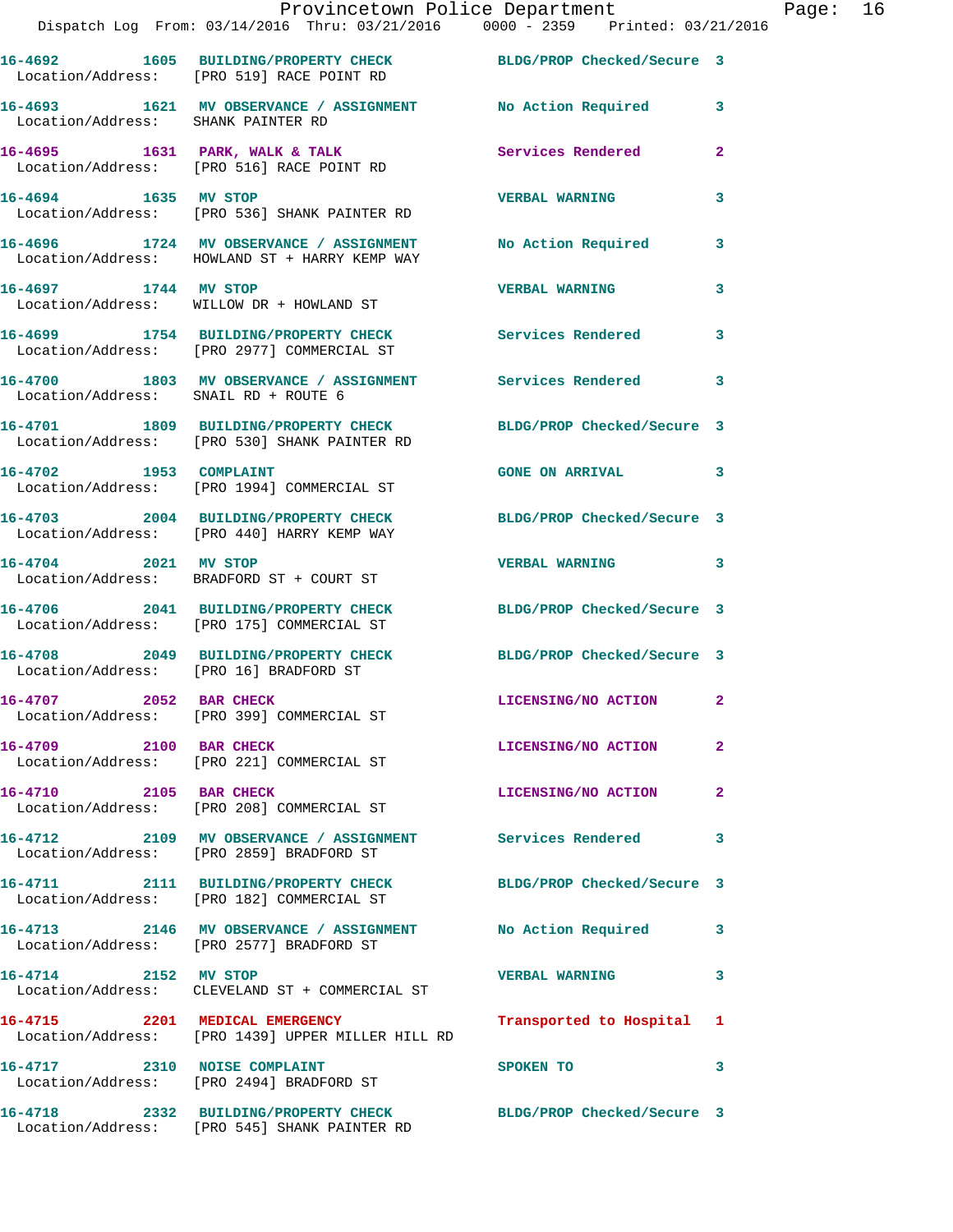16-4692 1605 BUILDING/PROPERTY CHECK BLDG/PROP Checked/Secure 3
Location/Address: [PRO 519] RACE POINT RD

16-4693 1621 MV OBSERVANCE / ASSIGNMENT No Action Required 3
Location/Address: SHANK PAINTER RD

16-4695 1631 PARK, WALK & TALK Services Rendered 2
Location/Address: [PRO 516] RACE POINT RD

16-4694 1635 MV STOP VERBAL WARNING 3
Location/Address: [PRO 536] SHANK PAINTER RD

16-4696 1724 MV OBSERVANCE / ASSIGNMENT No Action Required 3
Location/Address: HOWLAND ST + HARRY KEMP WAY

16-4697 1744 MV STOP VERBAL WARNING 3
Location/Address: WILLOW DR + HOWLAND ST

16-4699 1754 BUILDING/PROPERTY CHECK Services Rendered 3
Location/Address: [PRO 2977] COMMERCIAL ST

16-4700 1803 MV OBSERVANCE / ASSIGNMENT Services Rendered 3
Location/Address: SNAIL RD + ROUTE 6

16-4701 1809 BUILDING/PROPERTY CHECK BLDG/PROP Checked/Secure 3
Location/Address: [PRO 530] SHANK PAINTER RD

16-4702 1953 COMPLAINT GONE ON ARRIVAL 3
Location/Address: [PRO 1994] COMMERCIAL ST

16-4703 2004 BUILDING/PROPERTY CHECK BLDG/PROP Checked/Secure 3
Location/Address: [PRO 440] HARRY KEMP WAY

16-4704 2021 MV STOP VERBAL WARNING 3
Location/Address: BRADFORD ST + COURT ST

16-4706 2041 BUILDING/PROPERTY CHECK BLDG/PROP Checked/Secure 3
Location/Address: [PRO 175] COMMERCIAL ST

16-4708 2049 BUILDING/PROPERTY CHECK BLDG/PROP Checked/Secure 3
Location/Address: [PRO 16] BRADFORD ST

16-4707 2052 BAR CHECK LICENSING/NO ACTION 2
Location/Address: [PRO 399] COMMERCIAL ST

16-4709 2100 BAR CHECK LICENSING/NO ACTION 2
Location/Address: [PRO 221] COMMERCIAL ST

16-4710 2105 BAR CHECK LICENSING/NO ACTION 2
Location/Address: [PRO 208] COMMERCIAL ST

16-4712 2109 MV OBSERVANCE / ASSIGNMENT Services Rendered 3
Location/Address: [PRO 2859] BRADFORD ST

16-4711 2111 BUILDING/PROPERTY CHECK BLDG/PROP Checked/Secure 3
Location/Address: [PRO 182] COMMERCIAL ST

16-4713 2146 MV OBSERVANCE / ASSIGNMENT No Action Required 3
Location/Address: [PRO 2577] BRADFORD ST

16-4714 2152 MV STOP VERBAL WARNING 3
Location/Address: CLEVELAND ST + COMMERCIAL ST

16-4715 2201 MEDICAL EMERGENCY Transported to Hospital 1
Location/Address: [PRO 1439] UPPER MILLER HILL RD

16-4717 2310 NOISE COMPLAINT SPOKEN TO 3
Location/Address: [PRO 2494] BRADFORD ST

16-4718 2332 BUILDING/PROPERTY CHECK BLDG/PROP Checked/Secure 3
Location/Address: [PRO 545] SHANK PAINTER RD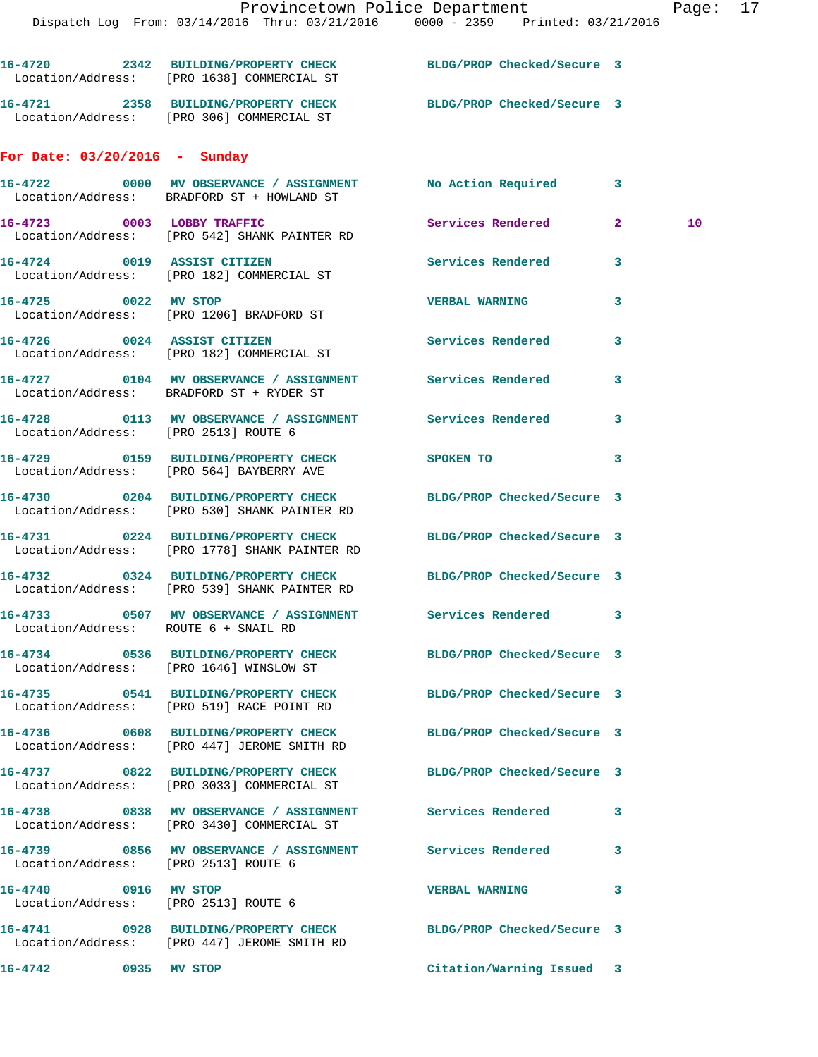16-4720 2342 BUILDING/PROPERTY CHECK BLDG/PROP Checked/Secure 3
Location/Address: [PRO 1638] COMMERCIAL ST

16-4721 2358 BUILDING/PROPERTY CHECK BLDG/PROP Checked/Secure 3
Location/Address: [PRO 306] COMMERCIAL ST

**For Date: 03/20/2016 - Sunday**

16-4722 0000 MV OBSERVANCE / ASSIGNMENT No Action Required 3
Location/Address: BRADFORD ST + HOWLAND ST

16-4723 0003 LOBBY TRAFFIC Services Rendered 2 10
Location/Address: [PRO 542] SHANK PAINTER RD

16-4724 0019 ASSIST CITIZEN Services Rendered 3
Location/Address: [PRO 182] COMMERCIAL ST

16-4725 0022 MV STOP VERBAL WARNING 3
Location/Address: [PRO 1206] BRADFORD ST

16-4726 0024 ASSIST CITIZEN Services Rendered 3
Location/Address: [PRO 182] COMMERCIAL ST

16-4727 0104 MV OBSERVANCE / ASSIGNMENT Services Rendered 3
Location/Address: BRADFORD ST + RYDER ST

16-4728 0113 MV OBSERVANCE / ASSIGNMENT Services Rendered 3
Location/Address: [PRO 2513] ROUTE 6

16-4729 0159 BUILDING/PROPERTY CHECK SPOKEN TO 3
Location/Address: [PRO 564] BAYBERRY AVE

16-4730 0204 BUILDING/PROPERTY CHECK BLDG/PROP Checked/Secure 3
Location/Address: [PRO 530] SHANK PAINTER RD

16-4731 0224 BUILDING/PROPERTY CHECK BLDG/PROP Checked/Secure 3
Location/Address: [PRO 1778] SHANK PAINTER RD

16-4732 0324 BUILDING/PROPERTY CHECK BLDG/PROP Checked/Secure 3
Location/Address: [PRO 539] SHANK PAINTER RD

16-4733 0507 MV OBSERVANCE / ASSIGNMENT Services Rendered 3
Location/Address: ROUTE 6 + SNAIL RD

16-4734 0536 BUILDING/PROPERTY CHECK BLDG/PROP Checked/Secure 3
Location/Address: [PRO 1646] WINSLOW ST

16-4735 0541 BUILDING/PROPERTY CHECK BLDG/PROP Checked/Secure 3
Location/Address: [PRO 519] RACE POINT RD

16-4736 0608 BUILDING/PROPERTY CHECK BLDG/PROP Checked/Secure 3
Location/Address: [PRO 447] JEROME SMITH RD

16-4737 0822 BUILDING/PROPERTY CHECK BLDG/PROP Checked/Secure 3
Location/Address: [PRO 3033] COMMERCIAL ST

16-4738 0838 MV OBSERVANCE / ASSIGNMENT Services Rendered 3
Location/Address: [PRO 3430] COMMERCIAL ST

16-4739 0856 MV OBSERVANCE / ASSIGNMENT Services Rendered 3
Location/Address: [PRO 2513] ROUTE 6

16-4740 0916 MV STOP VERBAL WARNING 3
Location/Address: [PRO 2513] ROUTE 6

16-4741 0928 BUILDING/PROPERTY CHECK BLDG/PROP Checked/Secure 3
Location/Address: [PRO 447] JEROME SMITH RD

16-4742 0935 MV STOP Citation/Warning Issued 3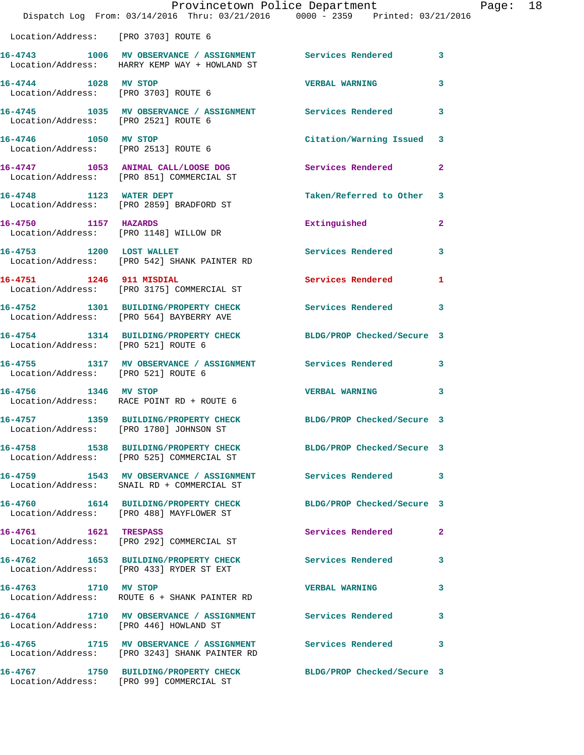Location/Address: [PRO 3703] ROUTE 6

| Call # | Time | Call Reason | Action | Priority |
|---|---|---|---|---|
| 16-4743 | 1006 | MV OBSERVANCE / ASSIGNMENT | Services Rendered | 3 |
| | | Location/Address: HARRY KEMP WAY + HOWLAND ST | | |
| 16-4744 | 1028 | MV STOP | VERBAL WARNING | 3 |
| | | Location/Address: [PRO 3703] ROUTE 6 | | |
| 16-4745 | 1035 | MV OBSERVANCE / ASSIGNMENT | Services Rendered | 3 |
| | | Location/Address: [PRO 2521] ROUTE 6 | | |
| 16-4746 | 1050 | MV STOP | Citation/Warning Issued | 3 |
| | | Location/Address: [PRO 2513] ROUTE 6 | | |
| 16-4747 | 1053 | ANIMAL CALL/LOOSE DOG | Services Rendered | 2 |
| | | Location/Address: [PRO 851] COMMERCIAL ST | | |
| 16-4748 | 1123 | WATER DEPT | Taken/Referred to Other | 3 |
| | | Location/Address: [PRO 2859] BRADFORD ST | | |
| 16-4750 | 1157 | HAZARDS | Extinguished | 2 |
| | | Location/Address: [PRO 1148] WILLOW DR | | |
| 16-4753 | 1200 | LOST WALLET | Services Rendered | 3 |
| | | Location/Address: [PRO 542] SHANK PAINTER RD | | |
| 16-4751 | 1246 | 911 MISDIAL | Services Rendered | 1 |
| | | Location/Address: [PRO 3175] COMMERCIAL ST | | |
| 16-4752 | 1301 | BUILDING/PROPERTY CHECK | Services Rendered | 3 |
| | | Location/Address: [PRO 564] BAYBERRY AVE | | |
| 16-4754 | 1314 | BUILDING/PROPERTY CHECK | BLDG/PROP Checked/Secure | 3 |
| | | Location/Address: [PRO 521] ROUTE 6 | | |
| 16-4755 | 1317 | MV OBSERVANCE / ASSIGNMENT | Services Rendered | 3 |
| | | Location/Address: [PRO 521] ROUTE 6 | | |
| 16-4756 | 1346 | MV STOP | VERBAL WARNING | 3 |
| | | Location/Address: RACE POINT RD + ROUTE 6 | | |
| 16-4757 | 1359 | BUILDING/PROPERTY CHECK | BLDG/PROP Checked/Secure | 3 |
| | | Location/Address: [PRO 1780] JOHNSON ST | | |
| 16-4758 | 1538 | BUILDING/PROPERTY CHECK | BLDG/PROP Checked/Secure | 3 |
| | | Location/Address: [PRO 525] COMMERCIAL ST | | |
| 16-4759 | 1543 | MV OBSERVANCE / ASSIGNMENT | Services Rendered | 3 |
| | | Location/Address: SNAIL RD + COMMERCIAL ST | | |
| 16-4760 | 1614 | BUILDING/PROPERTY CHECK | BLDG/PROP Checked/Secure | 3 |
| | | Location/Address: [PRO 488] MAYFLOWER ST | | |
| 16-4761 | 1621 | TRESPASS | Services Rendered | 2 |
| | | Location/Address: [PRO 292] COMMERCIAL ST | | |
| 16-4762 | 1653 | BUILDING/PROPERTY CHECK | Services Rendered | 3 |
| | | Location/Address: [PRO 433] RYDER ST EXT | | |
| 16-4763 | 1710 | MV STOP | VERBAL WARNING | 3 |
| | | Location/Address: ROUTE 6 + SHANK PAINTER RD | | |
| 16-4764 | 1710 | MV OBSERVANCE / ASSIGNMENT | Services Rendered | 3 |
| | | Location/Address: [PRO 446] HOWLAND ST | | |
| 16-4765 | 1715 | MV OBSERVANCE / ASSIGNMENT | Services Rendered | 3 |
| | | Location/Address: [PRO 3243] SHANK PAINTER RD | | |
| 16-4767 | 1750 | BUILDING/PROPERTY CHECK | BLDG/PROP Checked/Secure | 3 |
| | | Location/Address: [PRO 99] COMMERCIAL ST | | |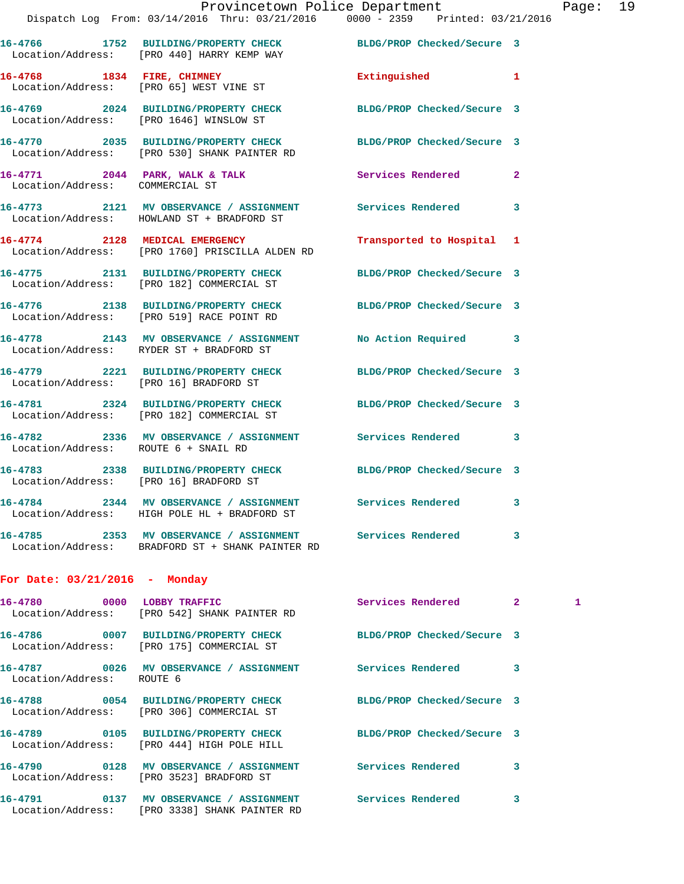16-4766 1752 BUILDING/PROPERTY CHECK BLDG/PROP Checked/Secure 3
Location/Address: [PRO 440] HARRY KEMP WAY

16-4768 1834 FIRE, CHIMNEY Extinguished 1
Location/Address: [PRO 65] WEST VINE ST

16-4769 2024 BUILDING/PROPERTY CHECK BLDG/PROP Checked/Secure 3
Location/Address: [PRO 1646] WINSLOW ST

16-4770 2035 BUILDING/PROPERTY CHECK BLDG/PROP Checked/Secure 3
Location/Address: [PRO 530] SHANK PAINTER RD

16-4771 2044 PARK, WALK & TALK Services Rendered 2
Location/Address: COMMERCIAL ST

16-4773 2121 MV OBSERVANCE / ASSIGNMENT Services Rendered 3
Location/Address: HOWLAND ST + BRADFORD ST

16-4774 2128 MEDICAL EMERGENCY Transported to Hospital 1
Location/Address: [PRO 1760] PRISCILLA ALDEN RD

16-4775 2131 BUILDING/PROPERTY CHECK BLDG/PROP Checked/Secure 3
Location/Address: [PRO 182] COMMERCIAL ST

16-4776 2138 BUILDING/PROPERTY CHECK BLDG/PROP Checked/Secure 3
Location/Address: [PRO 519] RACE POINT RD

16-4778 2143 MV OBSERVANCE / ASSIGNMENT No Action Required 3
Location/Address: RYDER ST + BRADFORD ST

16-4779 2221 BUILDING/PROPERTY CHECK BLDG/PROP Checked/Secure 3
Location/Address: [PRO 16] BRADFORD ST

16-4781 2324 BUILDING/PROPERTY CHECK BLDG/PROP Checked/Secure 3
Location/Address: [PRO 182] COMMERCIAL ST

16-4782 2336 MV OBSERVANCE / ASSIGNMENT Services Rendered 3
Location/Address: ROUTE 6 + SNAIL RD

16-4783 2338 BUILDING/PROPERTY CHECK BLDG/PROP Checked/Secure 3
Location/Address: [PRO 16] BRADFORD ST

16-4784 2344 MV OBSERVANCE / ASSIGNMENT Services Rendered 3
Location/Address: HIGH POLE HL + BRADFORD ST

16-4785 2353 MV OBSERVANCE / ASSIGNMENT Services Rendered 3
Location/Address: BRADFORD ST + SHANK PAINTER RD

## For Date: 03/21/2016 - Monday

16-4780 0000 LOBBY TRAFFIC Services Rendered 2 1
Location/Address: [PRO 542] SHANK PAINTER RD

16-4786 0007 BUILDING/PROPERTY CHECK BLDG/PROP Checked/Secure 3
Location/Address: [PRO 175] COMMERCIAL ST

16-4787 0026 MV OBSERVANCE / ASSIGNMENT Services Rendered 3
Location/Address: ROUTE 6

16-4788 0054 BUILDING/PROPERTY CHECK BLDG/PROP Checked/Secure 3
Location/Address: [PRO 306] COMMERCIAL ST

16-4789 0105 BUILDING/PROPERTY CHECK BLDG/PROP Checked/Secure 3
Location/Address: [PRO 444] HIGH POLE HILL

16-4790 0128 MV OBSERVANCE / ASSIGNMENT Services Rendered 3
Location/Address: [PRO 3523] BRADFORD ST

16-4791 0137 MV OBSERVANCE / ASSIGNMENT Services Rendered 3
Location/Address: [PRO 3338] SHANK PAINTER RD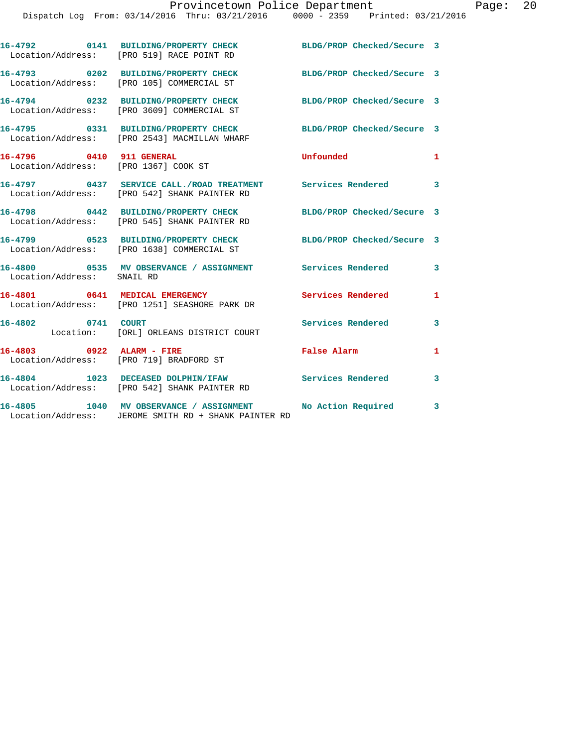16-4792 0141 BUILDING/PROPERTY CHECK BLDG/PROP Checked/Secure 3
Location/Address: [PRO 519] RACE POINT RD

16-4793 0202 BUILDING/PROPERTY CHECK BLDG/PROP Checked/Secure 3
Location/Address: [PRO 105] COMMERCIAL ST

16-4794 0232 BUILDING/PROPERTY CHECK BLDG/PROP Checked/Secure 3
Location/Address: [PRO 3609] COMMERCIAL ST

16-4795 0331 BUILDING/PROPERTY CHECK BLDG/PROP Checked/Secure 3
Location/Address: [PRO 2543] MACMILLAN WHARF

16-4796 0410 911 GENERAL Unfounded 1
Location/Address: [PRO 1367] COOK ST

16-4797 0437 SERVICE CALL./ROAD TREATMENT Services Rendered 3
Location/Address: [PRO 542] SHANK PAINTER RD

16-4798 0442 BUILDING/PROPERTY CHECK BLDG/PROP Checked/Secure 3
Location/Address: [PRO 545] SHANK PAINTER RD

16-4799 0523 BUILDING/PROPERTY CHECK BLDG/PROP Checked/Secure 3
Location/Address: [PRO 1638] COMMERCIAL ST

16-4800 0535 MV OBSERVANCE / ASSIGNMENT Services Rendered 3
Location/Address: SNAIL RD

16-4801 0641 MEDICAL EMERGENCY Services Rendered 1
Location/Address: [PRO 1251] SEASHORE PARK DR

16-4802 0741 COURT Services Rendered 3
Location: [ORL] ORLEANS DISTRICT COURT

16-4803 0922 ALARM - FIRE False Alarm 1
Location/Address: [PRO 719] BRADFORD ST

16-4804 1023 DECEASED DOLPHIN/IFAW Services Rendered 3
Location/Address: [PRO 542] SHANK PAINTER RD

16-4805 1040 MV OBSERVANCE / ASSIGNMENT No Action Required 3
Location/Address: JEROME SMITH RD + SHANK PAINTER RD